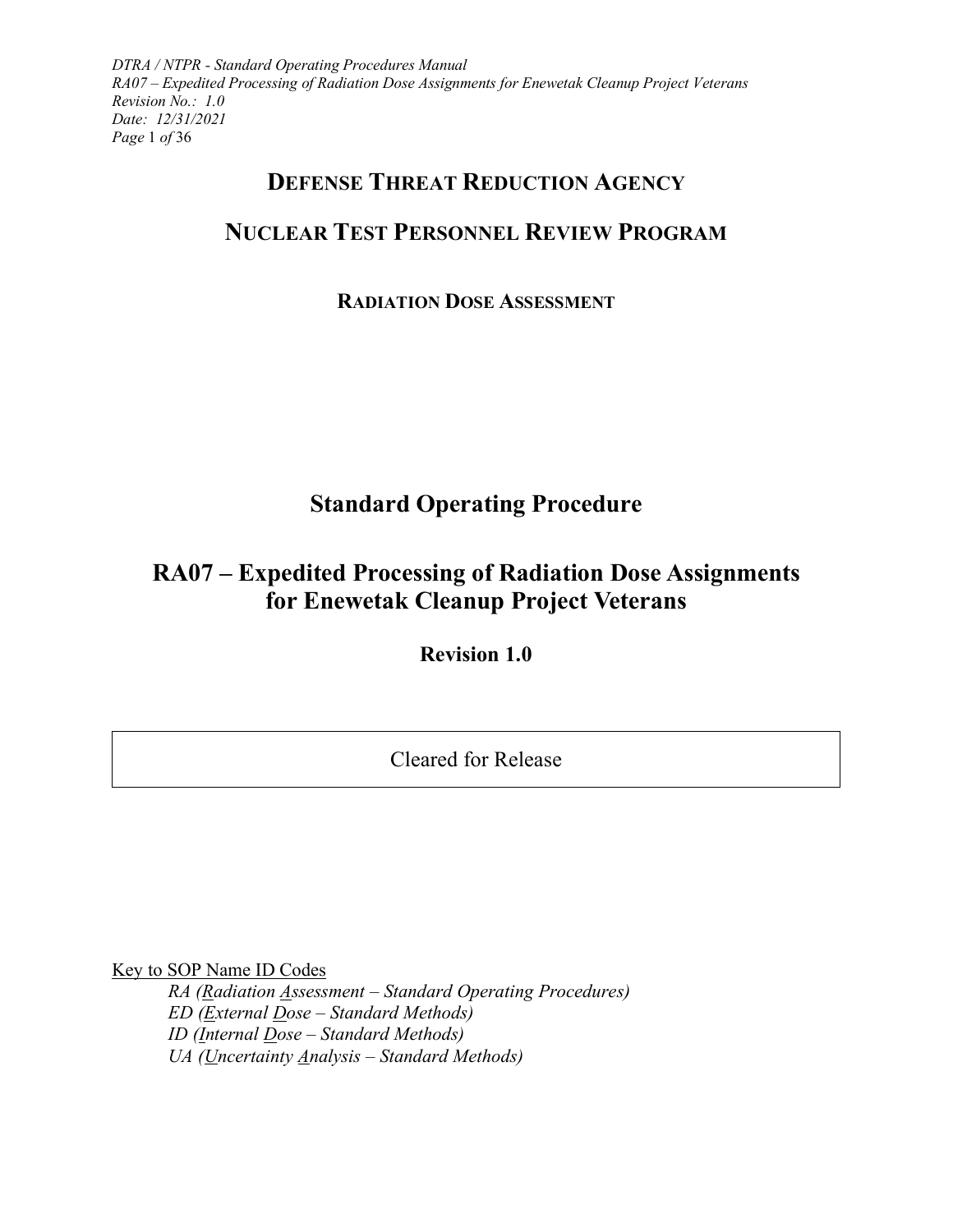# DEFENSE THREAT REDUCTION AGENCY

# NUCLEAR TEST PERSONNEL REVIEW PROGRAM

## RADIATION DOSE ASSESSMENT

# Standard Operating Procedure

# RA07 – Expedited Processing of Radiation Dose Assignments for Enewetak Cleanup Project Veterans

## Revision 1.0

| Cleared for Release |
|---|

Key to SOP Name ID Codes

*RA (Radiation Assessment – Standard Operating Procedures)*
*ED (External Dose – Standard Methods)*
*ID (Internal Dose – Standard Methods)*
*UA (Uncertainty Analysis – Standard Methods)*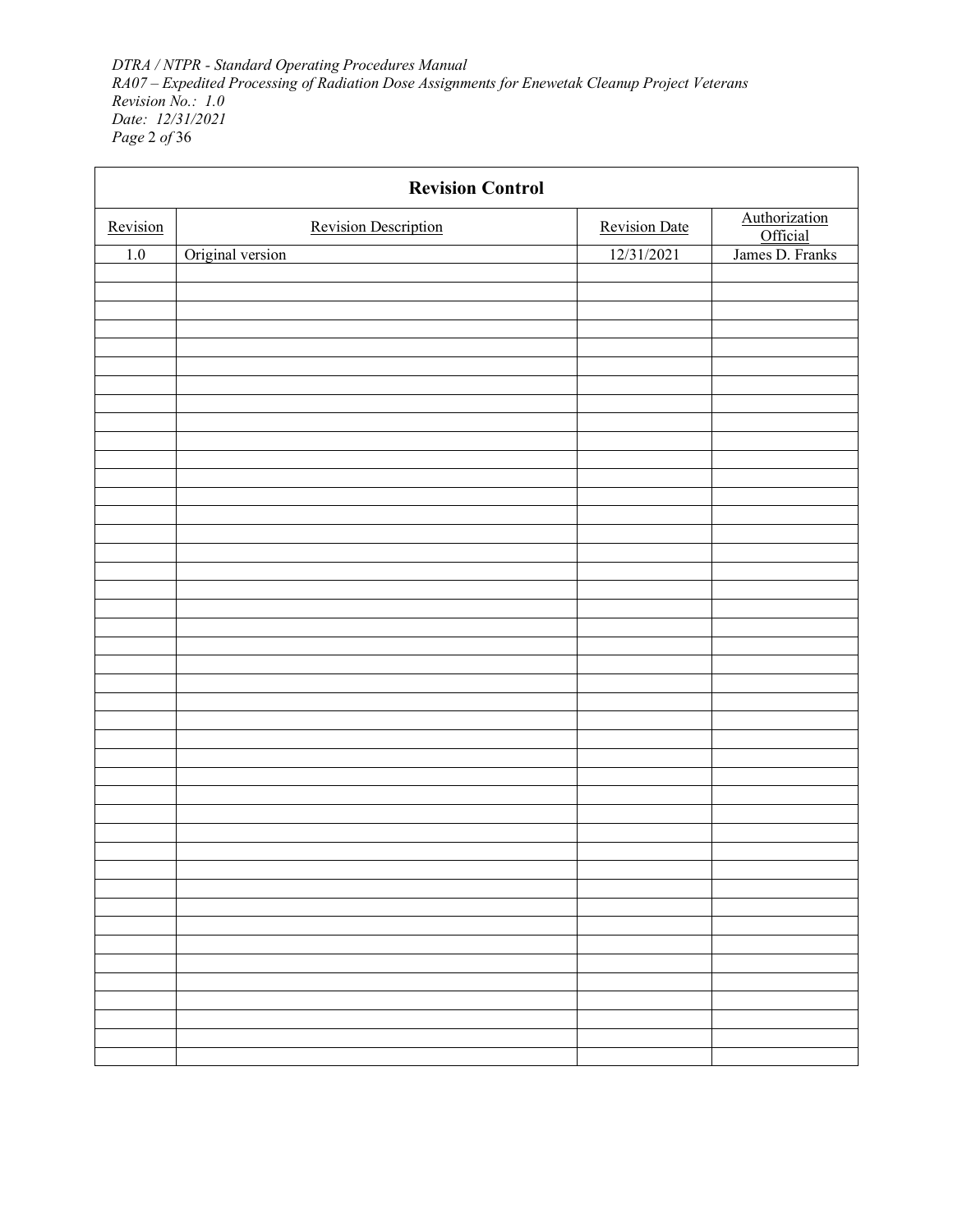| Revision Control | | | |
|---|---|---|---|
| Revision | Revision Description | Revision Date | Authorization Official |
| 1.0 | Original version | 12/31/2021 | James D. Franks |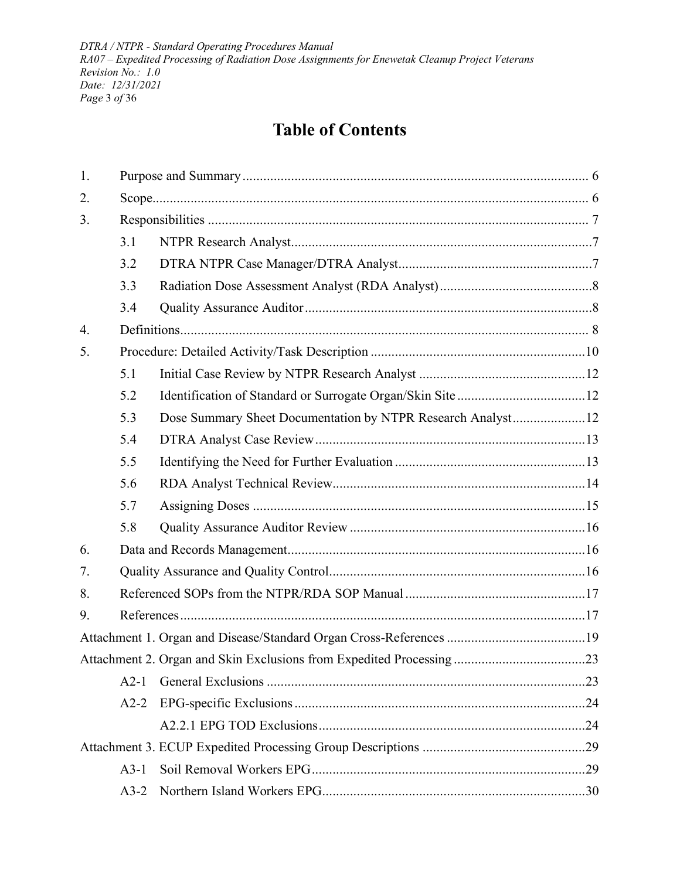# Table of Contents

| | | | |
|---|---|---|---|
| 1. | Purpose and Summary | | 6 |
| 2. | Scope | | 6 |
| 3. | Responsibilities | | 7 |
| | 3.1 | NTPR Research Analyst | 7 |
| | 3.2 | DTRA NTPR Case Manager/DTRA Analyst | 7 |
| | 3.3 | Radiation Dose Assessment Analyst (RDA Analyst) | 8 |
| | 3.4 | Quality Assurance Auditor | 8 |
| 4. | Definitions | | 8 |
| 5. | Procedure: Detailed Activity/Task Description | | 10 |
| | 5.1 | Initial Case Review by NTPR Research Analyst | 12 |
| | 5.2 | Identification of Standard or Surrogate Organ/Skin Site | 12 |
| | 5.3 | Dose Summary Sheet Documentation by NTPR Research Analyst | 12 |
| | 5.4 | DTRA Analyst Case Review | 13 |
| | 5.5 | Identifying the Need for Further Evaluation | 13 |
| | 5.6 | RDA Analyst Technical Review | 14 |
| | 5.7 | Assigning Doses | 15 |
| | 5.8 | Quality Assurance Auditor Review | 16 |
| 6. | Data and Records Management | | 16 |
| 7. | Quality Assurance and Quality Control | | 16 |
| 8. | Referenced SOPs from the NTPR/RDA SOP Manual | | 17 |
| 9. | References | | 17 |
| Attachment 1. Organ and Disease/Standard Organ Cross-References | | | 19 |
| Attachment 2. Organ and Skin Exclusions from Expedited Processing | | | 23 |
| | A2-1 | General Exclusions | 23 |
| | A2-2 | EPG-specific Exclusions | 24 |
| | | A2.2.1 EPG TOD Exclusions | 24 |
| Attachment 3. ECUP Expedited Processing Group Descriptions | | | 29 |
| | A3-1 | Soil Removal Workers EPG | 29 |
| | A3-2 | Northern Island Workers EPG | 30 |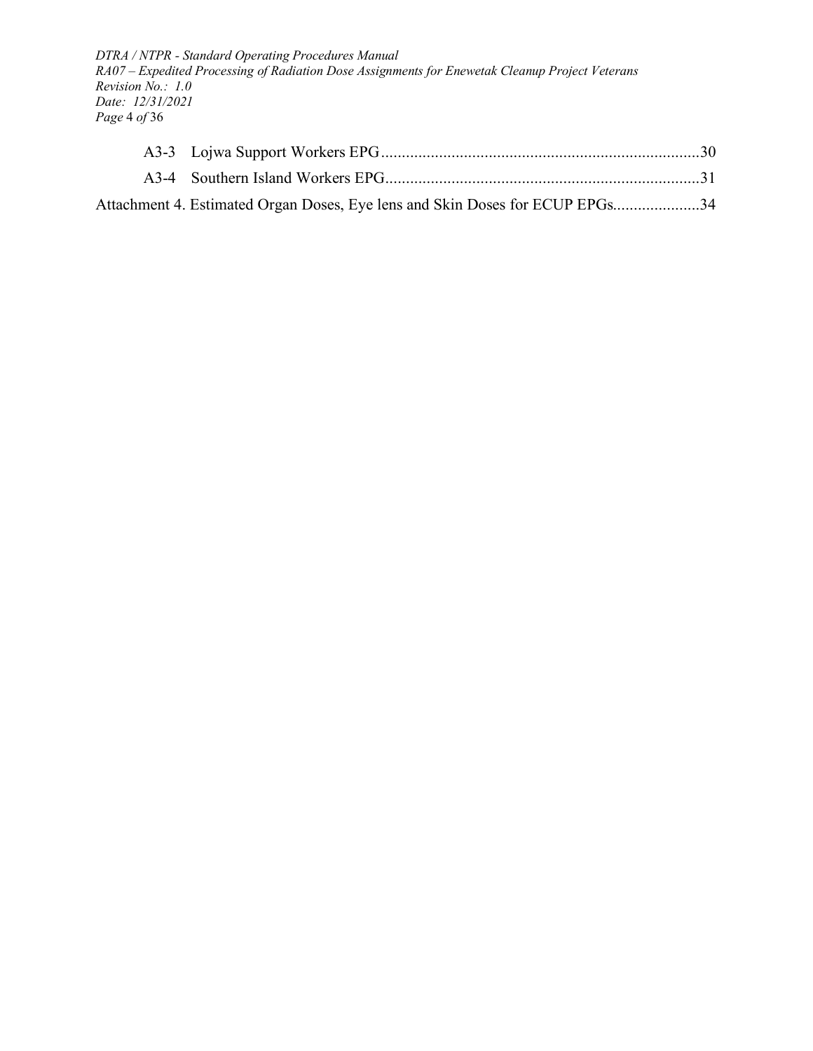A3-3 Lojwa Support Workers EPG ............................................................................30

A3-4 Southern Island Workers EPG...........................................................................31

Attachment 4. Estimated Organ Doses, Eye lens and Skin Doses for ECUP EPGs....................34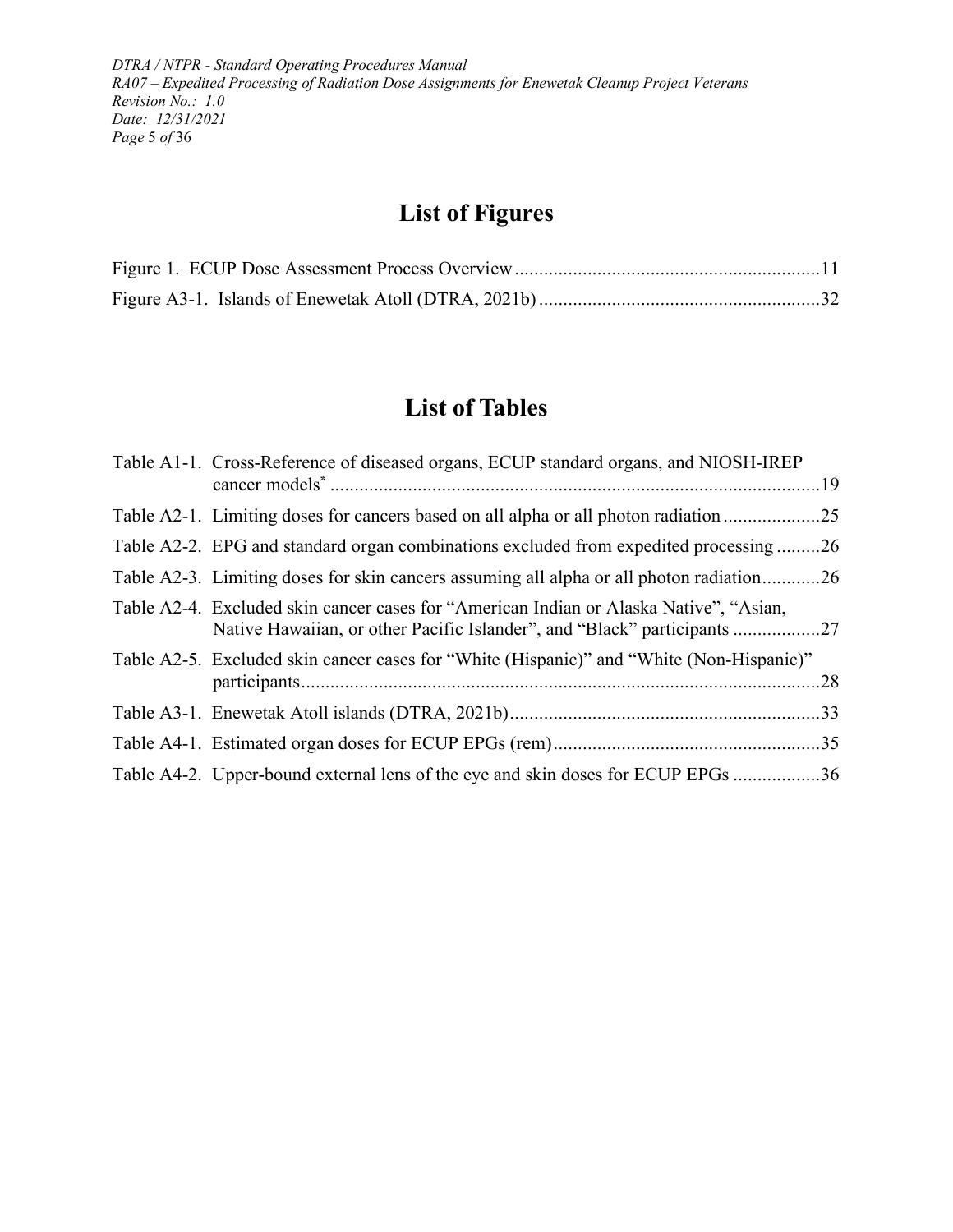# List of Figures

Figure 1. ECUP Dose Assessment Process Overview .............................................................. 11

Figure A3-1. Islands of Enewetak Atoll (DTRA, 2021b) .......................................................... 32

# List of Tables

Table A1-1. Cross-Reference of diseased organs, ECUP standard organs, and NIOSH-IREP cancer models* ..................................................................................................... 19

Table A2-1. Limiting doses for cancers based on all alpha or all photon radiation .................... 25

Table A2-2. EPG and standard organ combinations excluded from expedited processing ......... 26

Table A2-3. Limiting doses for skin cancers assuming all alpha or all photon radiation ............ 26

Table A2-4. Excluded skin cancer cases for "American Indian or Alaska Native", "Asian, Native Hawaiian, or other Pacific Islander", and "Black" participants .................. 27

Table A2-5. Excluded skin cancer cases for "White (Hispanic)" and "White (Non-Hispanic)" participants ........................................................................................................... 28

Table A3-1. Enewetak Atoll islands (DTRA, 2021b) ................................................................ 33

Table A4-1. Estimated organ doses for ECUP EPGs (rem) ....................................................... 35

Table A4-2. Upper-bound external lens of the eye and skin doses for ECUP EPGs .................. 36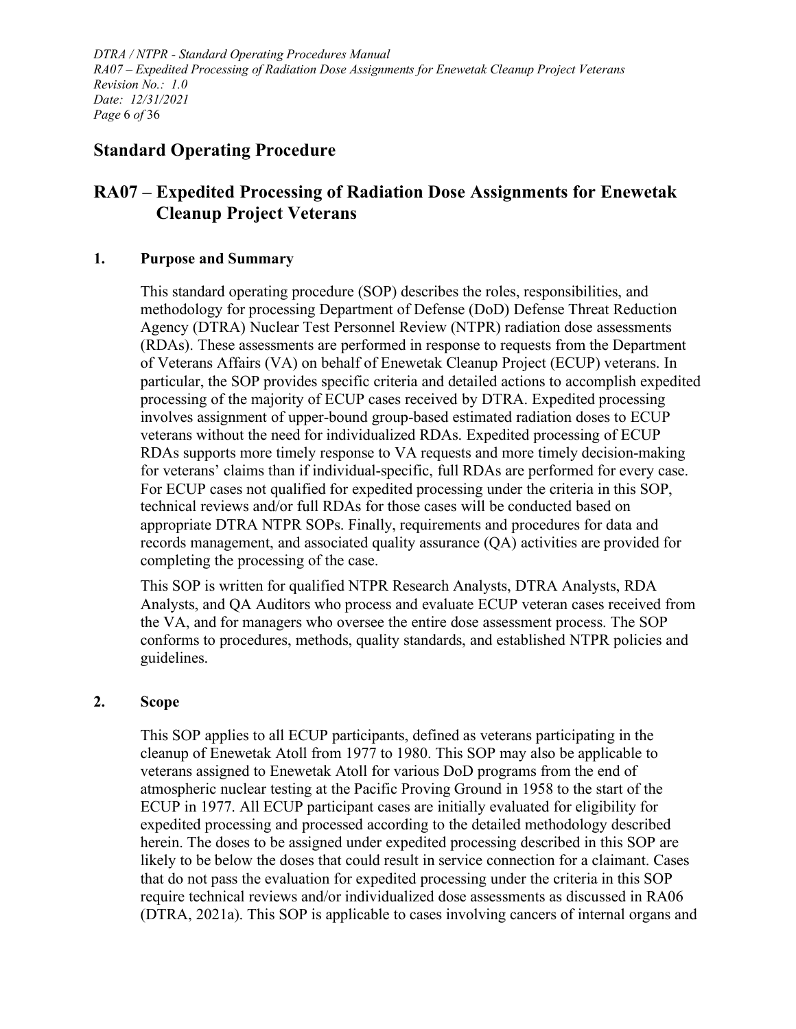## Standard Operating Procedure

## RA07 – Expedited Processing of Radiation Dose Assignments for Enewetak Cleanup Project Veterans

### 1. Purpose and Summary

This standard operating procedure (SOP) describes the roles, responsibilities, and methodology for processing Department of Defense (DoD) Defense Threat Reduction Agency (DTRA) Nuclear Test Personnel Review (NTPR) radiation dose assessments (RDAs). These assessments are performed in response to requests from the Department of Veterans Affairs (VA) on behalf of Enewetak Cleanup Project (ECUP) veterans. In particular, the SOP provides specific criteria and detailed actions to accomplish expedited processing of the majority of ECUP cases received by DTRA. Expedited processing involves assignment of upper-bound group-based estimated radiation doses to ECUP veterans without the need for individualized RDAs. Expedited processing of ECUP RDAs supports more timely response to VA requests and more timely decision-making for veterans' claims than if individual-specific, full RDAs are performed for every case. For ECUP cases not qualified for expedited processing under the criteria in this SOP, technical reviews and/or full RDAs for those cases will be conducted based on appropriate DTRA NTPR SOPs. Finally, requirements and procedures for data and records management, and associated quality assurance (QA) activities are provided for completing the processing of the case.

This SOP is written for qualified NTPR Research Analysts, DTRA Analysts, RDA Analysts, and QA Auditors who process and evaluate ECUP veteran cases received from the VA, and for managers who oversee the entire dose assessment process. The SOP conforms to procedures, methods, quality standards, and established NTPR policies and guidelines.

### 2. Scope

This SOP applies to all ECUP participants, defined as veterans participating in the cleanup of Enewetak Atoll from 1977 to 1980. This SOP may also be applicable to veterans assigned to Enewetak Atoll for various DoD programs from the end of atmospheric nuclear testing at the Pacific Proving Ground in 1958 to the start of the ECUP in 1977. All ECUP participant cases are initially evaluated for eligibility for expedited processing and processed according to the detailed methodology described herein. The doses to be assigned under expedited processing described in this SOP are likely to be below the doses that could result in service connection for a claimant. Cases that do not pass the evaluation for expedited processing under the criteria in this SOP require technical reviews and/or individualized dose assessments as discussed in RA06 (DTRA, 2021a). This SOP is applicable to cases involving cancers of internal organs and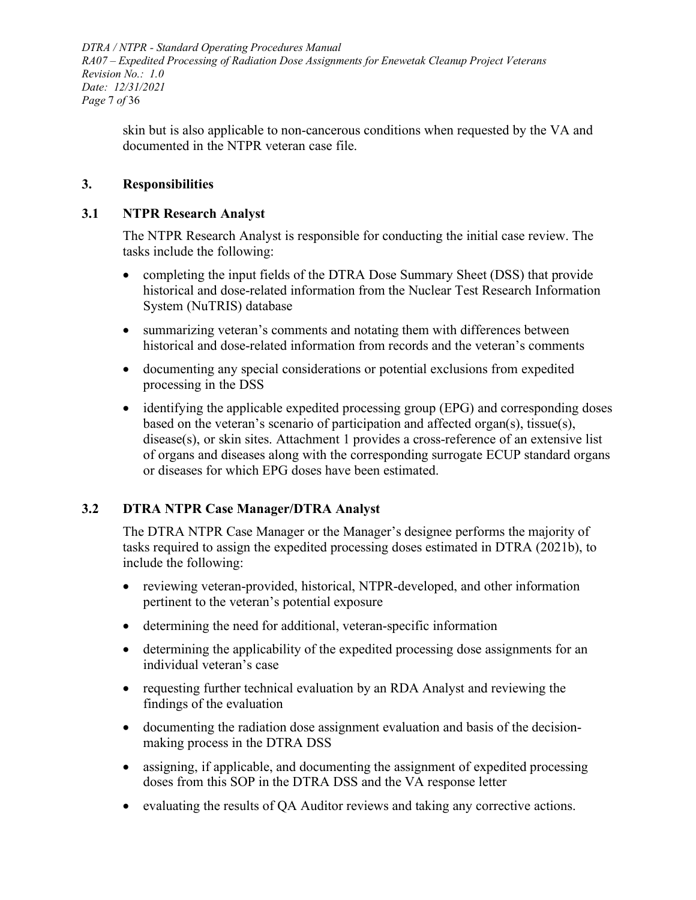skin but is also applicable to non-cancerous conditions when requested by the VA and documented in the NTPR veteran case file.

## 3. Responsibilities

### 3.1 NTPR Research Analyst

The NTPR Research Analyst is responsible for conducting the initial case review. The tasks include the following:

- completing the input fields of the DTRA Dose Summary Sheet (DSS) that provide historical and dose-related information from the Nuclear Test Research Information System (NuTRIS) database
- summarizing veteran's comments and notating them with differences between historical and dose-related information from records and the veteran's comments
- documenting any special considerations or potential exclusions from expedited processing in the DSS
- identifying the applicable expedited processing group (EPG) and corresponding doses based on the veteran's scenario of participation and affected organ(s), tissue(s), disease(s), or skin sites. Attachment 1 provides a cross-reference of an extensive list of organs and diseases along with the corresponding surrogate ECUP standard organs or diseases for which EPG doses have been estimated.

### 3.2 DTRA NTPR Case Manager/DTRA Analyst

The DTRA NTPR Case Manager or the Manager's designee performs the majority of tasks required to assign the expedited processing doses estimated in DTRA (2021b), to include the following:

- reviewing veteran-provided, historical, NTPR-developed, and other information pertinent to the veteran's potential exposure
- determining the need for additional, veteran-specific information
- determining the applicability of the expedited processing dose assignments for an individual veteran's case
- requesting further technical evaluation by an RDA Analyst and reviewing the findings of the evaluation
- documenting the radiation dose assignment evaluation and basis of the decision-making process in the DTRA DSS
- assigning, if applicable, and documenting the assignment of expedited processing doses from this SOP in the DTRA DSS and the VA response letter
- evaluating the results of QA Auditor reviews and taking any corrective actions.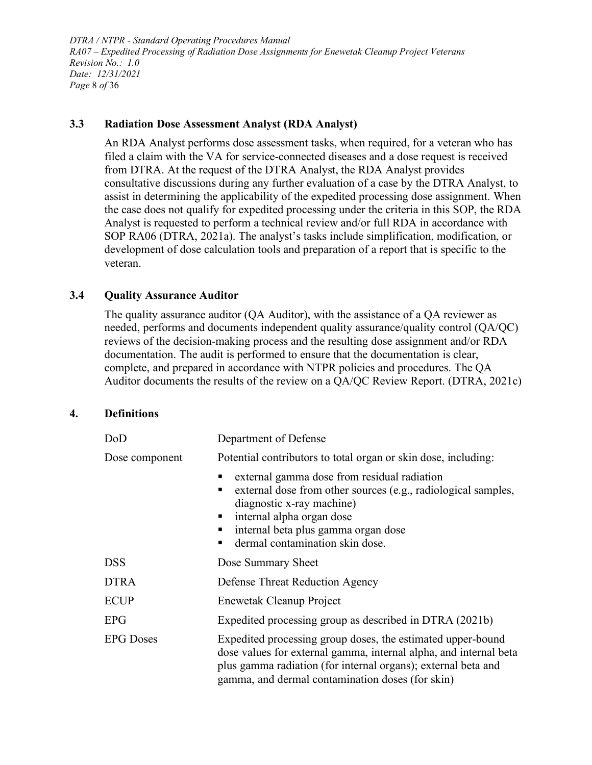### 3.3 Radiation Dose Assessment Analyst (RDA Analyst)

An RDA Analyst performs dose assessment tasks, when required, for a veteran who has filed a claim with the VA for service-connected diseases and a dose request is received from DTRA. At the request of the DTRA Analyst, the RDA Analyst provides consultative discussions during any further evaluation of a case by the DTRA Analyst, to assist in determining the applicability of the expedited processing dose assignment. When the case does not qualify for expedited processing under the criteria in this SOP, the RDA Analyst is requested to perform a technical review and/or full RDA in accordance with SOP RA06 (DTRA, 2021a). The analyst's tasks include simplification, modification, or development of dose calculation tools and preparation of a report that is specific to the veteran.

### 3.4 Quality Assurance Auditor

The quality assurance auditor (QA Auditor), with the assistance of a QA reviewer as needed, performs and documents independent quality assurance/quality control (QA/QC) reviews of the decision-making process and the resulting dose assignment and/or RDA documentation. The audit is performed to ensure that the documentation is clear, complete, and prepared in accordance with NTPR policies and procedures. The QA Auditor documents the results of the review on a QA/QC Review Report. (DTRA, 2021c)

## 4. Definitions

| | |
|---|---|
| DoD | Department of Defense |
| Dose component | Potential contributors to total organ or skin dose, including:<br>▪ external gamma dose from residual radiation<br>▪ external dose from other sources (e.g., radiological samples, diagnostic x-ray machine)<br>▪ internal alpha organ dose<br>▪ internal beta plus gamma organ dose<br>▪ dermal contamination skin dose. |
| DSS | Dose Summary Sheet |
| DTRA | Defense Threat Reduction Agency |
| ECUP | Enewetak Cleanup Project |
| EPG | Expedited processing group as described in DTRA (2021b) |
| EPG Doses | Expedited processing group doses, the estimated upper-bound dose values for external gamma, internal alpha, and internal beta plus gamma radiation (for internal organs); external beta and gamma, and dermal contamination doses (for skin) |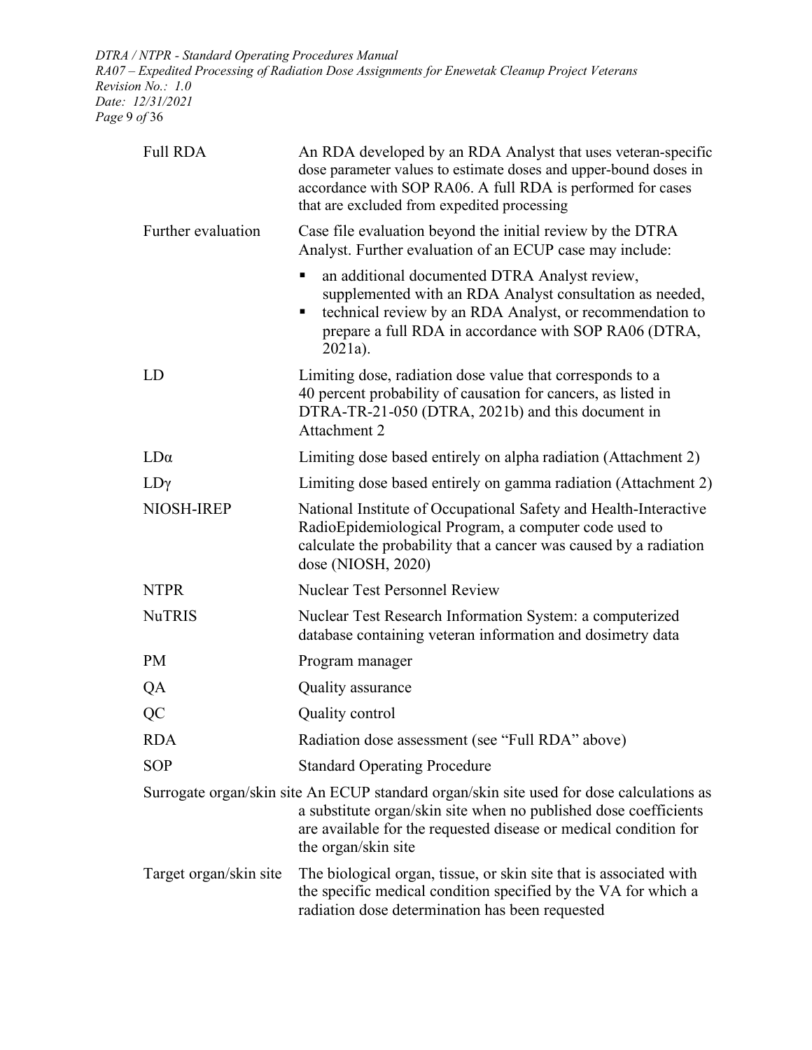| | |
|---|---|
| Full RDA | An RDA developed by an RDA Analyst that uses veteran-specific dose parameter values to estimate doses and upper-bound doses in accordance with SOP RA06. A full RDA is performed for cases that are excluded from expedited processing |
| Further evaluation | Case file evaluation beyond the initial review by the DTRA Analyst. Further evaluation of an ECUP case may include: <br>▪ an additional documented DTRA Analyst review, supplemented with an RDA Analyst consultation as needed, <br>▪ technical review by an RDA Analyst, or recommendation to prepare a full RDA in accordance with SOP RA06 (DTRA, 2021a). |
| LD | Limiting dose, radiation dose value that corresponds to a 40 percent probability of causation for cancers, as listed in DTRA-TR-21-050 (DTRA, 2021b) and this document in Attachment 2 |
| $LD\alpha$ | Limiting dose based entirely on alpha radiation (Attachment 2) |
| $LD\gamma$ | Limiting dose based entirely on gamma radiation (Attachment 2) |
| NIOSH-IREP | National Institute of Occupational Safety and Health-Interactive RadioEpidemiological Program, a computer code used to calculate the probability that a cancer was caused by a radiation dose (NIOSH, 2020) |
| NTPR | Nuclear Test Personnel Review |
| NuTRIS | Nuclear Test Research Information System: a computerized database containing veteran information and dosimetry data |
| PM | Program manager |
| QA | Quality assurance |
| QC | Quality control |
| RDA | Radiation dose assessment (see "Full RDA" above) |
| SOP | Standard Operating Procedure |
| Surrogate organ/skin site | An ECUP standard organ/skin site used for dose calculations as a substitute organ/skin site when no published dose coefficients are available for the requested disease or medical condition for the organ/skin site |
| Target organ/skin site | The biological organ, tissue, or skin site that is associated with the specific medical condition specified by the VA for which a radiation dose determination has been requested |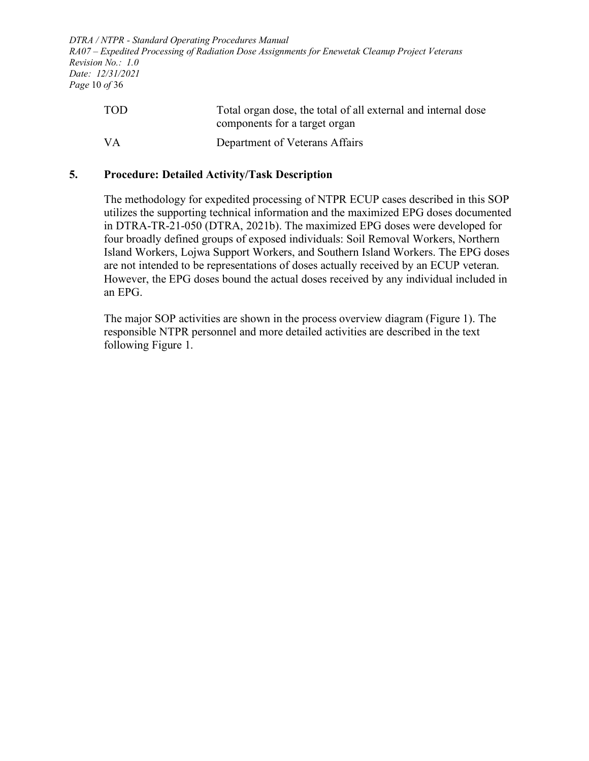| | |
|---|---|
| TOD | Total organ dose, the total of all external and internal dose components for a target organ |
| VA | Department of Veterans Affairs |

## 5. Procedure: Detailed Activity/Task Description

The methodology for expedited processing of NTPR ECUP cases described in this SOP utilizes the supporting technical information and the maximized EPG doses documented in DTRA-TR-21-050 (DTRA, 2021b). The maximized EPG doses were developed for four broadly defined groups of exposed individuals: Soil Removal Workers, Northern Island Workers, Lojwa Support Workers, and Southern Island Workers. The EPG doses are not intended to be representations of doses actually received by an ECUP veteran. However, the EPG doses bound the actual doses received by any individual included in an EPG.

The major SOP activities are shown in the process overview diagram (Figure 1). The responsible NTPR personnel and more detailed activities are described in the text following Figure 1.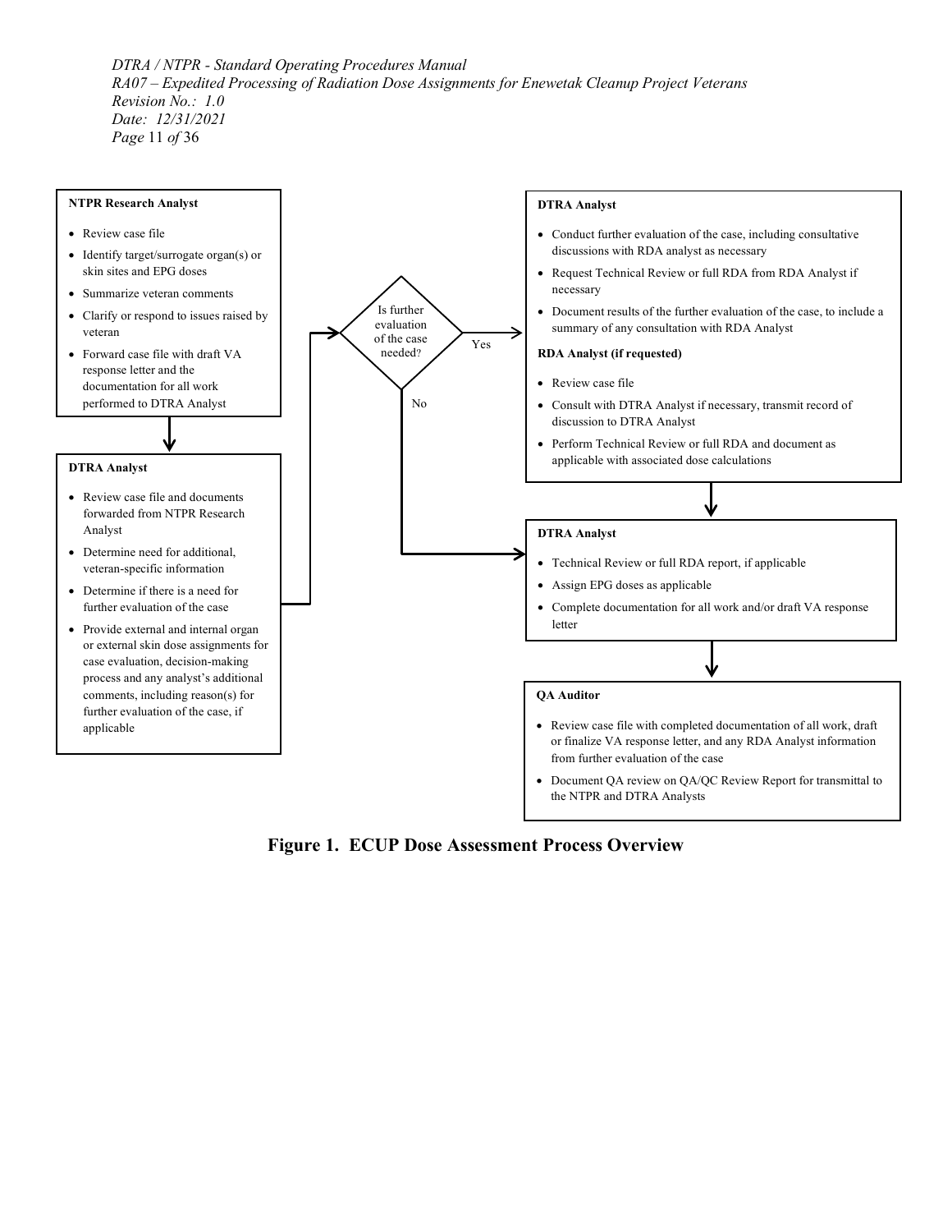**NTPR Research Analyst**

- Review case file
- Identify target/surrogate organ(s) or skin sites and EPG doses
- Summarize veteran comments
- Clarify or respond to issues raised by veteran
- Forward case file with draft VA response letter and the documentation for all work performed to DTRA Analyst

**DTRA Analyst**

- Review case file and documents forwarded from NTPR Research Analyst
- Determine need for additional, veteran-specific information
- Determine if there is a need for further evaluation of the case
- Provide external and internal organ or external skin dose assignments for case evaluation, decision-making process and any analyst's additional comments, including reason(s) for further evaluation of the case, if applicable

**Is further evaluation of the case needed?**

Yes:

**DTRA Analyst**

- Conduct further evaluation of the case, including consultative discussions with RDA analyst as necessary
- Request Technical Review or full RDA from RDA Analyst if necessary
- Document results of the further evaluation of the case, to include a summary of any consultation with RDA Analyst

**RDA Analyst (if requested)**

- Review case file
- Consult with DTRA Analyst if necessary, transmit record of discussion to DTRA Analyst
- Perform Technical Review or full RDA and document as applicable with associated dose calculations

No (and following the Yes path):

**DTRA Analyst**

- Technical Review or full RDA report, if applicable
- Assign EPG doses as applicable
- Complete documentation for all work and/or draft VA response letter

**QA Auditor**

- Review case file with completed documentation of all work, draft or finalize VA response letter, and any RDA Analyst information from further evaluation of the case
- Document QA review on QA/QC Review Report for transmittal to the NTPR and DTRA Analysts

**Figure 1. ECUP Dose Assessment Process Overview**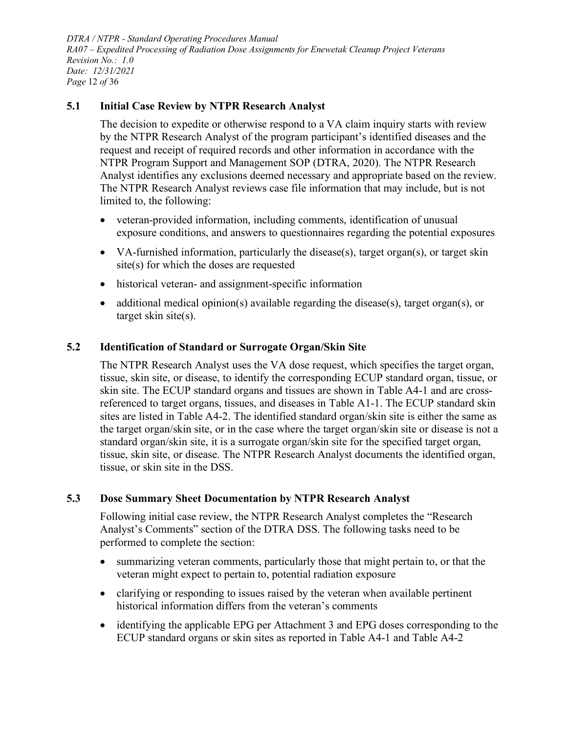## 5.1 Initial Case Review by NTPR Research Analyst

The decision to expedite or otherwise respond to a VA claim inquiry starts with review by the NTPR Research Analyst of the program participant's identified diseases and the request and receipt of required records and other information in accordance with the NTPR Program Support and Management SOP (DTRA, 2020). The NTPR Research Analyst identifies any exclusions deemed necessary and appropriate based on the review. The NTPR Research Analyst reviews case file information that may include, but is not limited to, the following:

- veteran-provided information, including comments, identification of unusual exposure conditions, and answers to questionnaires regarding the potential exposures
- VA-furnished information, particularly the disease(s), target organ(s), or target skin site(s) for which the doses are requested
- historical veteran- and assignment-specific information
- additional medical opinion(s) available regarding the disease(s), target organ(s), or target skin site(s).

## 5.2 Identification of Standard or Surrogate Organ/Skin Site

The NTPR Research Analyst uses the VA dose request, which specifies the target organ, tissue, skin site, or disease, to identify the corresponding ECUP standard organ, tissue, or skin site. The ECUP standard organs and tissues are shown in Table A4-1 and are cross-referenced to target organs, tissues, and diseases in Table A1-1. The ECUP standard skin sites are listed in Table A4-2. The identified standard organ/skin site is either the same as the target organ/skin site, or in the case where the target organ/skin site or disease is not a standard organ/skin site, it is a surrogate organ/skin site for the specified target organ, tissue, skin site, or disease. The NTPR Research Analyst documents the identified organ, tissue, or skin site in the DSS.

## 5.3 Dose Summary Sheet Documentation by NTPR Research Analyst

Following initial case review, the NTPR Research Analyst completes the "Research Analyst's Comments" section of the DTRA DSS. The following tasks need to be performed to complete the section:

- summarizing veteran comments, particularly those that might pertain to, or that the veteran might expect to pertain to, potential radiation exposure
- clarifying or responding to issues raised by the veteran when available pertinent historical information differs from the veteran's comments
- identifying the applicable EPG per Attachment 3 and EPG doses corresponding to the ECUP standard organs or skin sites as reported in Table A4-1 and Table A4-2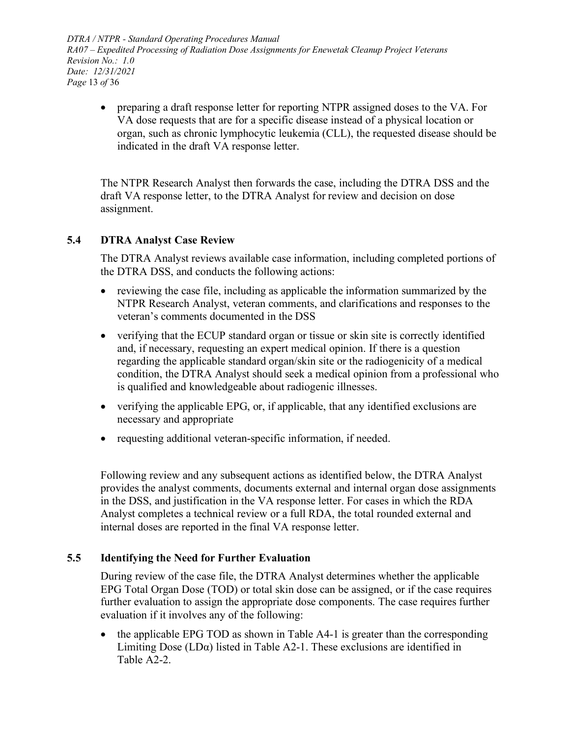- preparing a draft response letter for reporting NTPR assigned doses to the VA. For VA dose requests that are for a specific disease instead of a physical location or organ, such as chronic lymphocytic leukemia (CLL), the requested disease should be indicated in the draft VA response letter.

The NTPR Research Analyst then forwards the case, including the DTRA DSS and the draft VA response letter, to the DTRA Analyst for review and decision on dose assignment.

## 5.4 DTRA Analyst Case Review

The DTRA Analyst reviews available case information, including completed portions of the DTRA DSS, and conducts the following actions:

- reviewing the case file, including as applicable the information summarized by the NTPR Research Analyst, veteran comments, and clarifications and responses to the veteran's comments documented in the DSS
- verifying that the ECUP standard organ or tissue or skin site is correctly identified and, if necessary, requesting an expert medical opinion. If there is a question regarding the applicable standard organ/skin site or the radiogenicity of a medical condition, the DTRA Analyst should seek a medical opinion from a professional who is qualified and knowledgeable about radiogenic illnesses.
- verifying the applicable EPG, or, if applicable, that any identified exclusions are necessary and appropriate
- requesting additional veteran-specific information, if needed.

Following review and any subsequent actions as identified below, the DTRA Analyst provides the analyst comments, documents external and internal organ dose assignments in the DSS, and justification in the VA response letter. For cases in which the RDA Analyst completes a technical review or a full RDA, the total rounded external and internal doses are reported in the final VA response letter.

## 5.5 Identifying the Need for Further Evaluation

During review of the case file, the DTRA Analyst determines whether the applicable EPG Total Organ Dose (TOD) or total skin dose can be assigned, or if the case requires further evaluation to assign the appropriate dose components. The case requires further evaluation if it involves any of the following:

- the applicable EPG TOD as shown in Table A4-1 is greater than the corresponding Limiting Dose ($LD_\alpha$) listed in Table A2-1. These exclusions are identified in Table A2-2.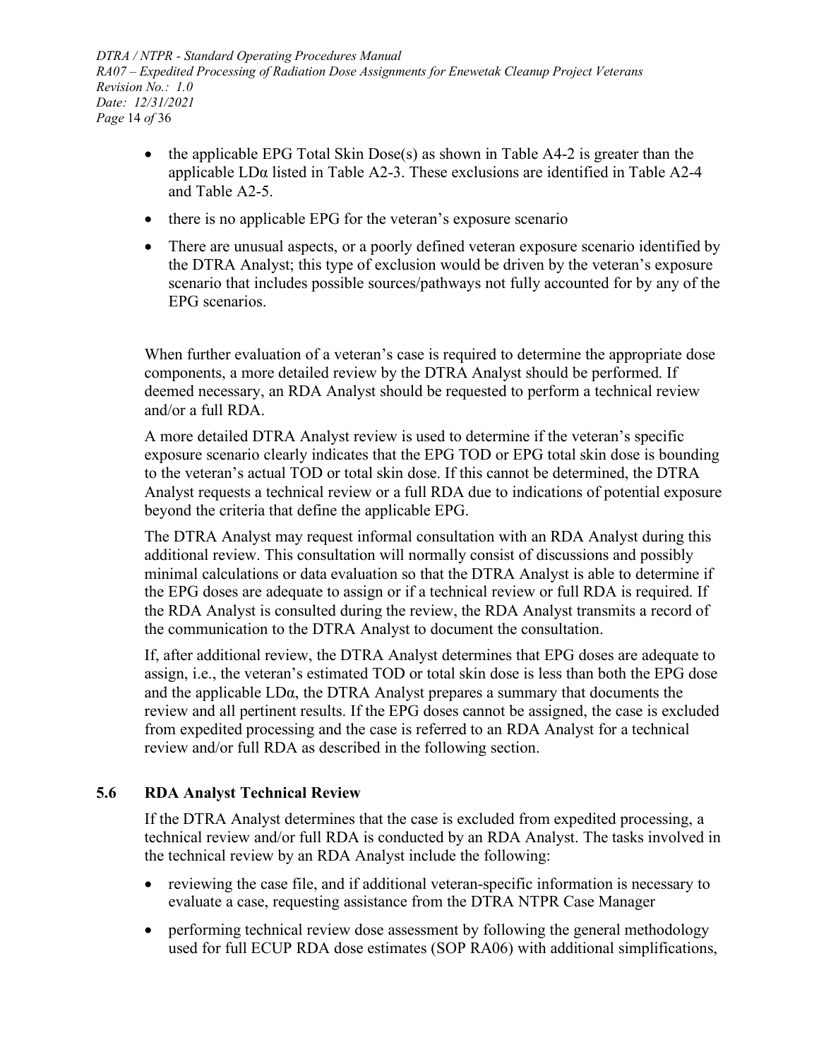- the applicable EPG Total Skin Dose(s) as shown in Table A4-2 is greater than the applicable LDα listed in Table A2-3. These exclusions are identified in Table A2-4 and Table A2-5.
- there is no applicable EPG for the veteran's exposure scenario
- There are unusual aspects, or a poorly defined veteran exposure scenario identified by the DTRA Analyst; this type of exclusion would be driven by the veteran's exposure scenario that includes possible sources/pathways not fully accounted for by any of the EPG scenarios.

When further evaluation of a veteran's case is required to determine the appropriate dose components, a more detailed review by the DTRA Analyst should be performed. If deemed necessary, an RDA Analyst should be requested to perform a technical review and/or a full RDA.

A more detailed DTRA Analyst review is used to determine if the veteran's specific exposure scenario clearly indicates that the EPG TOD or EPG total skin dose is bounding to the veteran's actual TOD or total skin dose. If this cannot be determined, the DTRA Analyst requests a technical review or a full RDA due to indications of potential exposure beyond the criteria that define the applicable EPG.

The DTRA Analyst may request informal consultation with an RDA Analyst during this additional review. This consultation will normally consist of discussions and possibly minimal calculations or data evaluation so that the DTRA Analyst is able to determine if the EPG doses are adequate to assign or if a technical review or full RDA is required. If the RDA Analyst is consulted during the review, the RDA Analyst transmits a record of the communication to the DTRA Analyst to document the consultation.

If, after additional review, the DTRA Analyst determines that EPG doses are adequate to assign, i.e., the veteran's estimated TOD or total skin dose is less than both the EPG dose and the applicable LDα, the DTRA Analyst prepares a summary that documents the review and all pertinent results. If the EPG doses cannot be assigned, the case is excluded from expedited processing and the case is referred to an RDA Analyst for a technical review and/or full RDA as described in the following section.

## 5.6 RDA Analyst Technical Review

If the DTRA Analyst determines that the case is excluded from expedited processing, a technical review and/or full RDA is conducted by an RDA Analyst. The tasks involved in the technical review by an RDA Analyst include the following:

- reviewing the case file, and if additional veteran-specific information is necessary to evaluate a case, requesting assistance from the DTRA NTPR Case Manager
- performing technical review dose assessment by following the general methodology used for full ECUP RDA dose estimates (SOP RA06) with additional simplifications,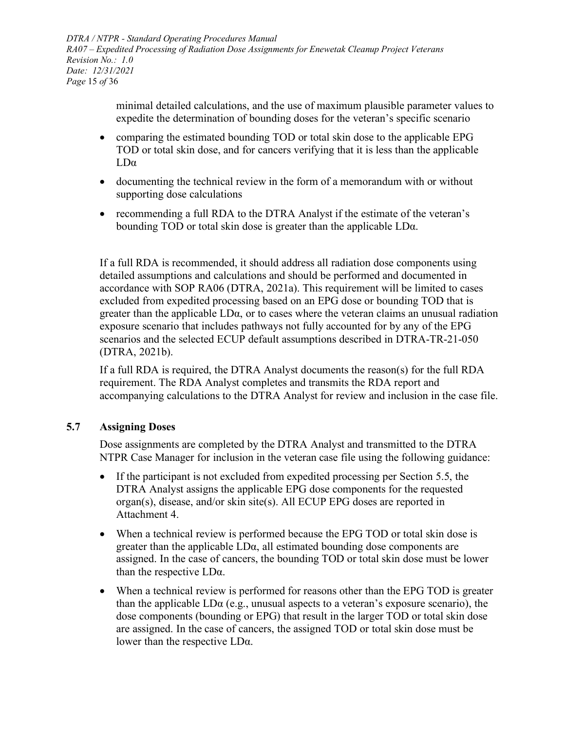minimal detailed calculations, and the use of maximum plausible parameter values to expedite the determination of bounding doses for the veteran's specific scenario

- comparing the estimated bounding TOD or total skin dose to the applicable EPG TOD or total skin dose, and for cancers verifying that it is less than the applicable LDα
- documenting the technical review in the form of a memorandum with or without supporting dose calculations
- recommending a full RDA to the DTRA Analyst if the estimate of the veteran's bounding TOD or total skin dose is greater than the applicable LDα.

If a full RDA is recommended, it should address all radiation dose components using detailed assumptions and calculations and should be performed and documented in accordance with SOP RA06 (DTRA, 2021a). This requirement will be limited to cases excluded from expedited processing based on an EPG dose or bounding TOD that is greater than the applicable LDα, or to cases where the veteran claims an unusual radiation exposure scenario that includes pathways not fully accounted for by any of the EPG scenarios and the selected ECUP default assumptions described in DTRA-TR-21-050 (DTRA, 2021b).

If a full RDA is required, the DTRA Analyst documents the reason(s) for the full RDA requirement. The RDA Analyst completes and transmits the RDA report and accompanying calculations to the DTRA Analyst for review and inclusion in the case file.

## 5.7 Assigning Doses

Dose assignments are completed by the DTRA Analyst and transmitted to the DTRA NTPR Case Manager for inclusion in the veteran case file using the following guidance:

- If the participant is not excluded from expedited processing per Section 5.5, the DTRA Analyst assigns the applicable EPG dose components for the requested organ(s), disease, and/or skin site(s). All ECUP EPG doses are reported in Attachment 4.
- When a technical review is performed because the EPG TOD or total skin dose is greater than the applicable LDα, all estimated bounding dose components are assigned. In the case of cancers, the bounding TOD or total skin dose must be lower than the respective LDα.
- When a technical review is performed for reasons other than the EPG TOD is greater than the applicable LDα (e.g., unusual aspects to a veteran's exposure scenario), the dose components (bounding or EPG) that result in the larger TOD or total skin dose are assigned. In the case of cancers, the assigned TOD or total skin dose must be lower than the respective LDα.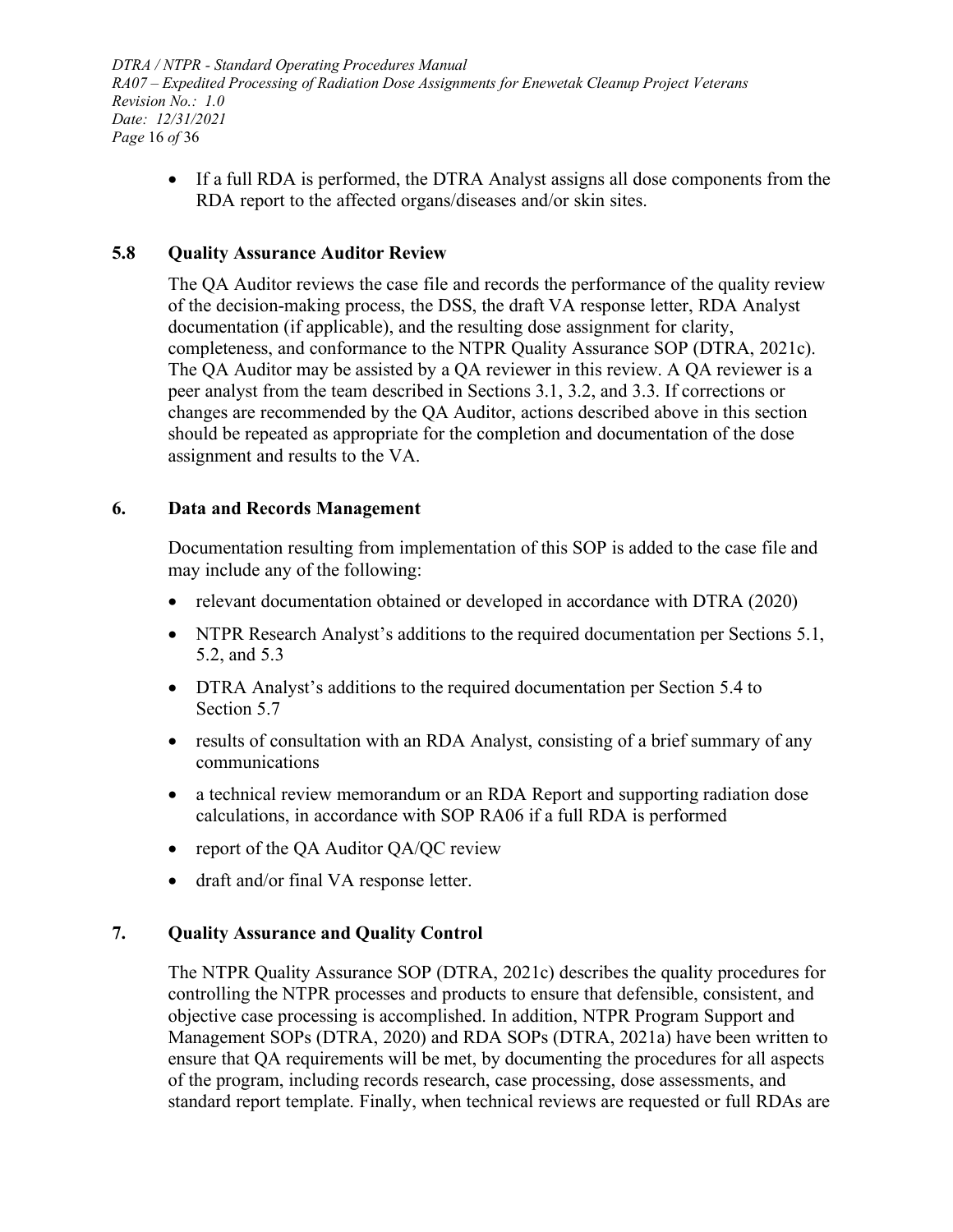- If a full RDA is performed, the DTRA Analyst assigns all dose components from the RDA report to the affected organs/diseases and/or skin sites.

### 5.8 Quality Assurance Auditor Review

The QA Auditor reviews the case file and records the performance of the quality review of the decision-making process, the DSS, the draft VA response letter, RDA Analyst documentation (if applicable), and the resulting dose assignment for clarity, completeness, and conformance to the NTPR Quality Assurance SOP (DTRA, 2021c). The QA Auditor may be assisted by a QA reviewer in this review. A QA reviewer is a peer analyst from the team described in Sections 3.1, 3.2, and 3.3. If corrections or changes are recommended by the QA Auditor, actions described above in this section should be repeated as appropriate for the completion and documentation of the dose assignment and results to the VA.

## 6. Data and Records Management

Documentation resulting from implementation of this SOP is added to the case file and may include any of the following:

- relevant documentation obtained or developed in accordance with DTRA (2020)
- NTPR Research Analyst's additions to the required documentation per Sections 5.1, 5.2, and 5.3
- DTRA Analyst's additions to the required documentation per Section 5.4 to Section 5.7
- results of consultation with an RDA Analyst, consisting of a brief summary of any communications
- a technical review memorandum or an RDA Report and supporting radiation dose calculations, in accordance with SOP RA06 if a full RDA is performed
- report of the QA Auditor QA/QC review
- draft and/or final VA response letter.

## 7. Quality Assurance and Quality Control

The NTPR Quality Assurance SOP (DTRA, 2021c) describes the quality procedures for controlling the NTPR processes and products to ensure that defensible, consistent, and objective case processing is accomplished. In addition, NTPR Program Support and Management SOPs (DTRA, 2020) and RDA SOPs (DTRA, 2021a) have been written to ensure that QA requirements will be met, by documenting the procedures for all aspects of the program, including records research, case processing, dose assessments, and standard report template. Finally, when technical reviews are requested or full RDAs are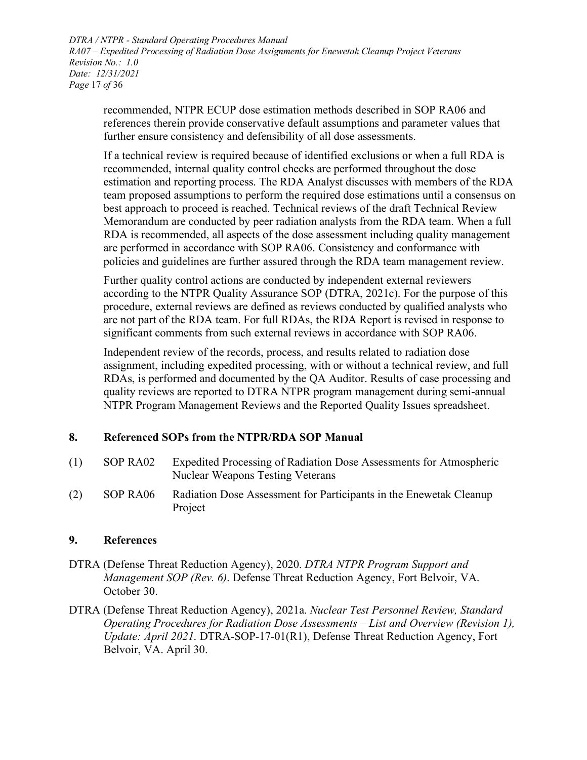recommended, NTPR ECUP dose estimation methods described in SOP RA06 and references therein provide conservative default assumptions and parameter values that further ensure consistency and defensibility of all dose assessments.

If a technical review is required because of identified exclusions or when a full RDA is recommended, internal quality control checks are performed throughout the dose estimation and reporting process. The RDA Analyst discusses with members of the RDA team proposed assumptions to perform the required dose estimations until a consensus on best approach to proceed is reached. Technical reviews of the draft Technical Review Memorandum are conducted by peer radiation analysts from the RDA team. When a full RDA is recommended, all aspects of the dose assessment including quality management are performed in accordance with SOP RA06. Consistency and conformance with policies and guidelines are further assured through the RDA team management review.

Further quality control actions are conducted by independent external reviewers according to the NTPR Quality Assurance SOP (DTRA, 2021c). For the purpose of this procedure, external reviews are defined as reviews conducted by qualified analysts who are not part of the RDA team. For full RDAs, the RDA Report is revised in response to significant comments from such external reviews in accordance with SOP RA06.

Independent review of the records, process, and results related to radiation dose assignment, including expedited processing, with or without a technical review, and full RDAs, is performed and documented by the QA Auditor. Results of case processing and quality reviews are reported to DTRA NTPR program management during semi-annual NTPR Program Management Reviews and the Reported Quality Issues spreadsheet.

## 8. Referenced SOPs from the NTPR/RDA SOP Manual

(1) SOP RA02 Expedited Processing of Radiation Dose Assessments for Atmospheric Nuclear Weapons Testing Veterans

(2) SOP RA06 Radiation Dose Assessment for Participants in the Enewetak Cleanup Project

## 9. References

DTRA (Defense Threat Reduction Agency), 2020. *DTRA NTPR Program Support and Management SOP (Rev. 6)*. Defense Threat Reduction Agency, Fort Belvoir, VA. October 30.

DTRA (Defense Threat Reduction Agency), 2021a. *Nuclear Test Personnel Review, Standard Operating Procedures for Radiation Dose Assessments – List and Overview (Revision 1), Update: April 2021*. DTRA-SOP-17-01(R1), Defense Threat Reduction Agency, Fort Belvoir, VA. April 30.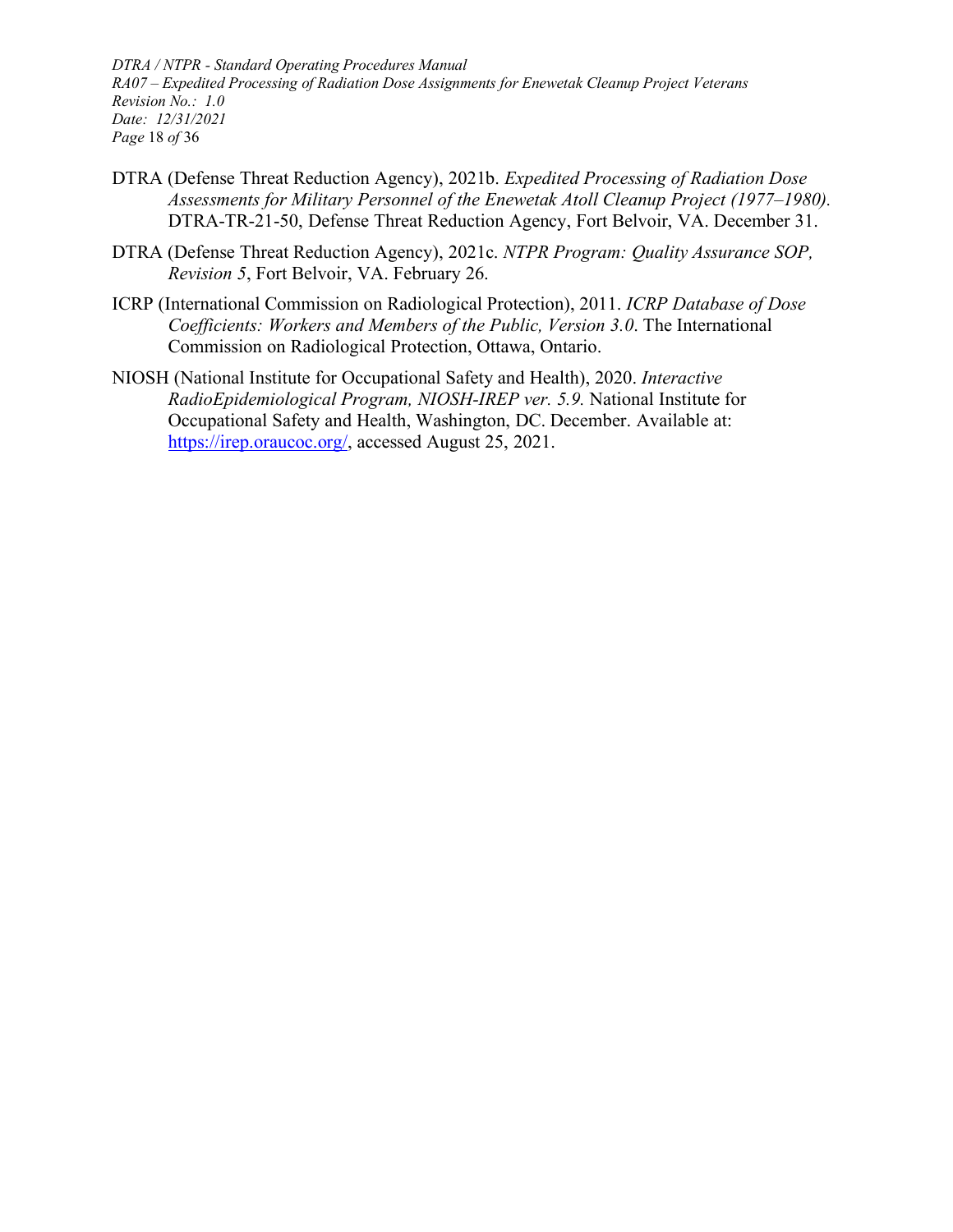DTRA (Defense Threat Reduction Agency), 2021b. *Expedited Processing of Radiation Dose Assessments for Military Personnel of the Enewetak Atoll Cleanup Project (1977–1980).* DTRA-TR-21-50, Defense Threat Reduction Agency, Fort Belvoir, VA. December 31.

DTRA (Defense Threat Reduction Agency), 2021c. *NTPR Program: Quality Assurance SOP, Revision 5*, Fort Belvoir, VA. February 26.

ICRP (International Commission on Radiological Protection), 2011. *ICRP Database of Dose Coefficients: Workers and Members of the Public, Version 3.0*. The International Commission on Radiological Protection, Ottawa, Ontario.

NIOSH (National Institute for Occupational Safety and Health), 2020. *Interactive RadioEpidemiological Program, NIOSH-IREP ver. 5.9.* National Institute for Occupational Safety and Health, Washington, DC. December. Available at: https://irep.oraucoc.org/, accessed August 25, 2021.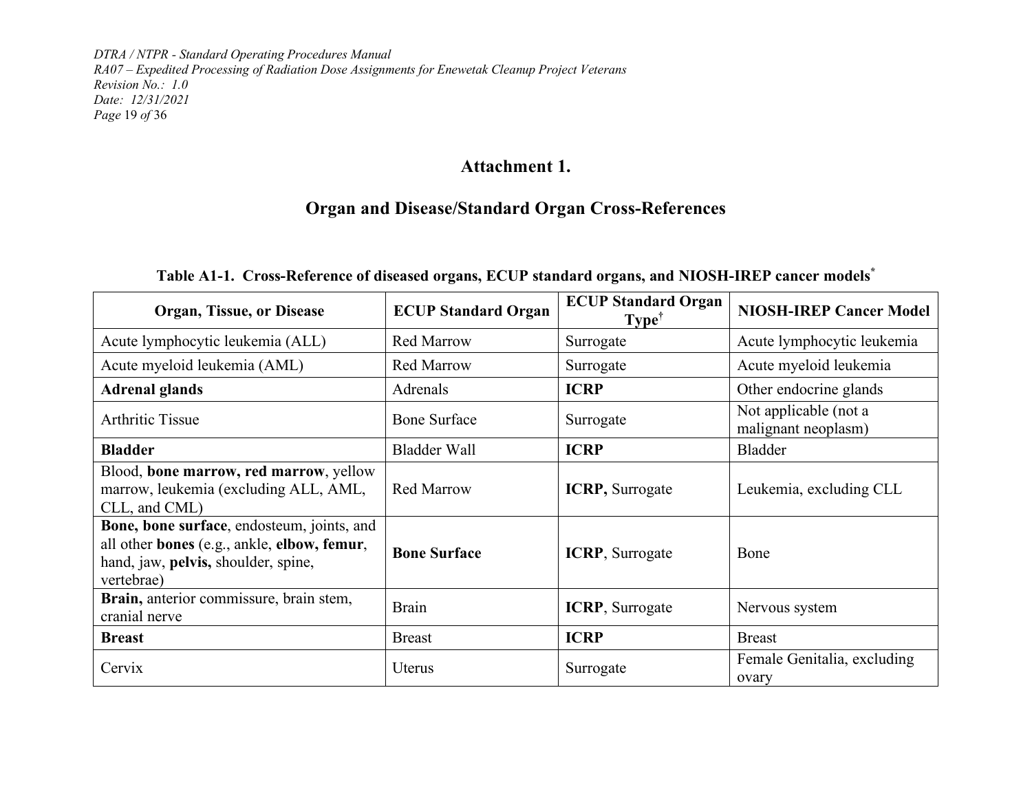## Attachment 1.

## Organ and Disease/Standard Organ Cross-References

**Table A1-1. Cross-Reference of diseased organs, ECUP standard organs, and NIOSH-IREP cancer models***

| Organ, Tissue, or Disease | ECUP Standard Organ | ECUP Standard Organ Type† | NIOSH-IREP Cancer Model |
|---|---|---|---|
| Acute lymphocytic leukemia (ALL) | Red Marrow | Surrogate | Acute lymphocytic leukemia |
| Acute myeloid leukemia (AML) | Red Marrow | Surrogate | Acute myeloid leukemia |
| **Adrenal glands** | Adrenals | **ICRP** | Other endocrine glands |
| Arthritic Tissue | Bone Surface | Surrogate | Not applicable (not a malignant neoplasm) |
| **Bladder** | Bladder Wall | **ICRP** | Bladder |
| Blood, **bone marrow, red marrow**, yellow marrow, leukemia (excluding ALL, AML, CLL, and CML) | Red Marrow | **ICRP,** Surrogate | Leukemia, excluding CLL |
| **Bone, bone surface**, endosteum, joints, and all other **bones** (e.g., ankle, **elbow, femur**, hand, jaw, **pelvis,** shoulder, spine, vertebrae) | **Bone Surface** | **ICRP**, Surrogate | Bone |
| **Brain,** anterior commissure, brain stem, cranial nerve | Brain | **ICRP**, Surrogate | Nervous system |
| **Breast** | Breast | **ICRP** | Breast |
| Cervix | Uterus | Surrogate | Female Genitalia, excluding ovary |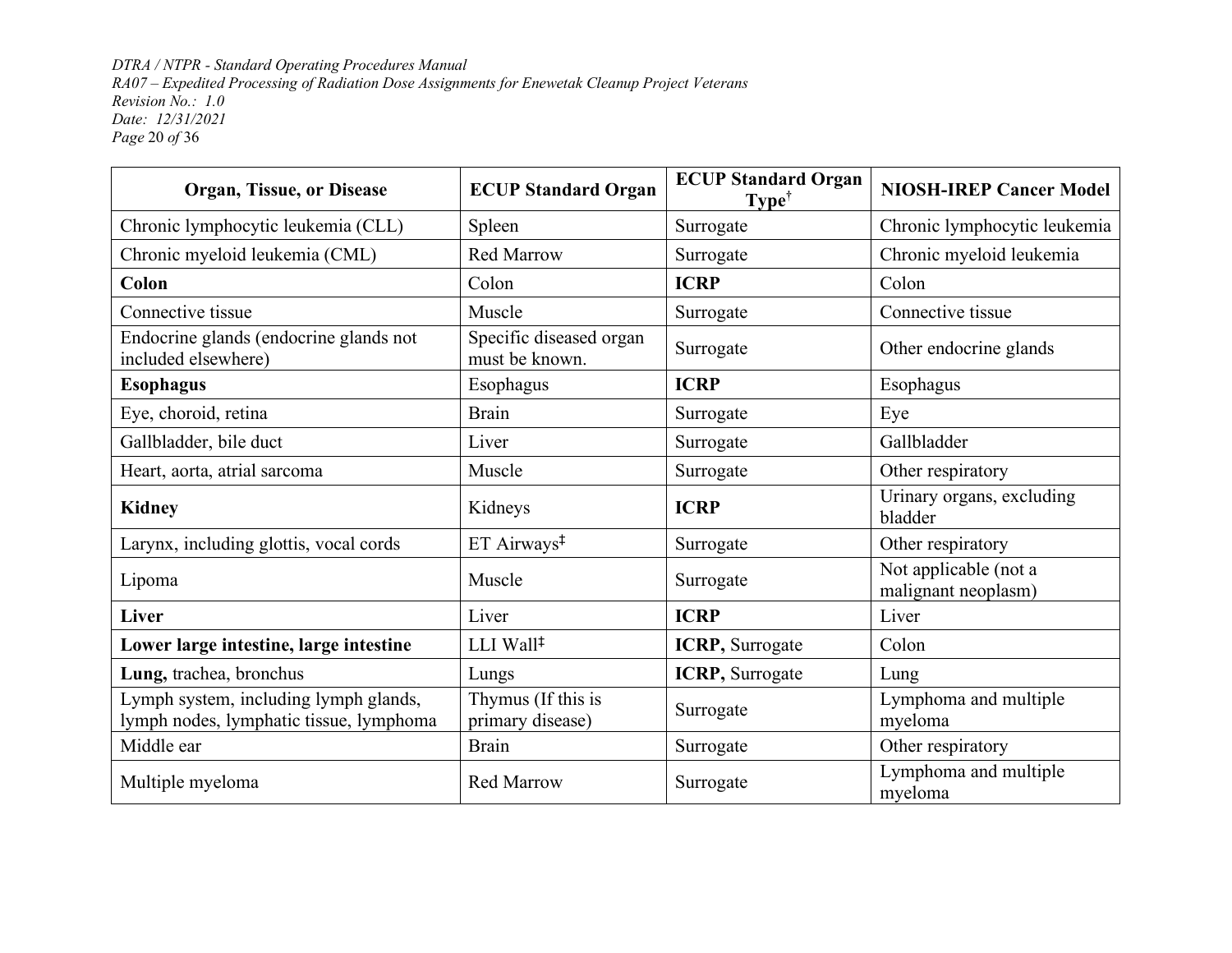| Organ, Tissue, or Disease | ECUP Standard Organ | ECUP Standard Organ Type† | NIOSH-IREP Cancer Model |
|---|---|---|---|
| Chronic lymphocytic leukemia (CLL) | Spleen | Surrogate | Chronic lymphocytic leukemia |
| Chronic myeloid leukemia (CML) | Red Marrow | Surrogate | Chronic myeloid leukemia |
| **Colon** | Colon | **ICRP** | Colon |
| Connective tissue | Muscle | Surrogate | Connective tissue |
| Endocrine glands (endocrine glands not included elsewhere) | Specific diseased organ must be known. | Surrogate | Other endocrine glands |
| **Esophagus** | Esophagus | **ICRP** | Esophagus |
| Eye, choroid, retina | Brain | Surrogate | Eye |
| Gallbladder, bile duct | Liver | Surrogate | Gallbladder |
| Heart, aorta, atrial sarcoma | Muscle | Surrogate | Other respiratory |
| **Kidney** | Kidneys | **ICRP** | Urinary organs, excluding bladder |
| Larynx, including glottis, vocal cords | ET Airways‡ | Surrogate | Other respiratory |
| Lipoma | Muscle | Surrogate | Not applicable (not a malignant neoplasm) |
| **Liver** | Liver | **ICRP** | Liver |
| **Lower large intestine, large intestine** | LLI Wall‡ | **ICRP,** Surrogate | Colon |
| **Lung,** trachea, bronchus | Lungs | **ICRP,** Surrogate | Lung |
| Lymph system, including lymph glands, lymph nodes, lymphatic tissue, lymphoma | Thymus (If this is primary disease) | Surrogate | Lymphoma and multiple myeloma |
| Middle ear | Brain | Surrogate | Other respiratory |
| Multiple myeloma | Red Marrow | Surrogate | Lymphoma and multiple myeloma |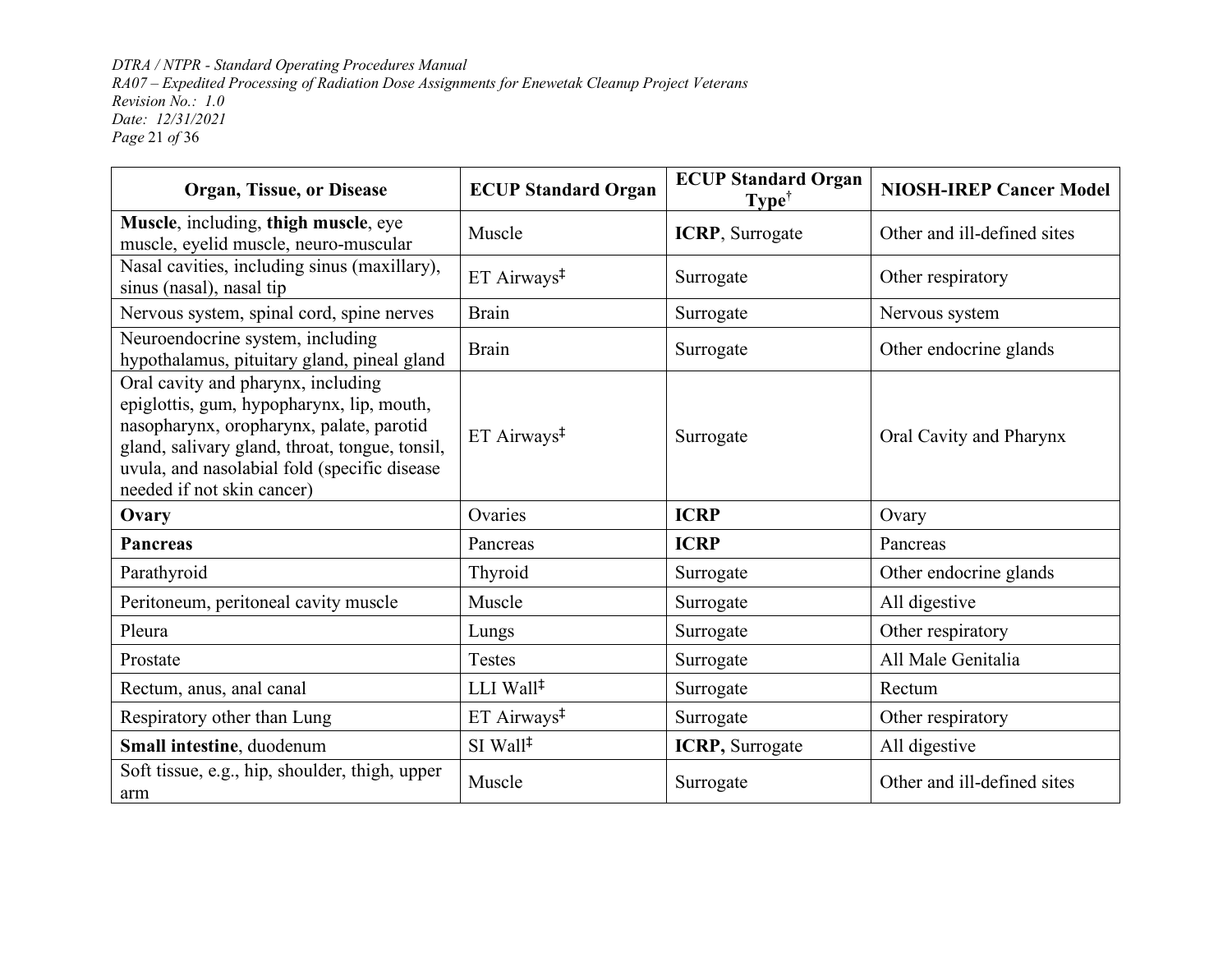| Organ, Tissue, or Disease | ECUP Standard Organ | ECUP Standard Organ Type† | NIOSH-IREP Cancer Model |
|---|---|---|---|
| **Muscle**, including, **thigh muscle**, eye muscle, eyelid muscle, neuro-muscular | Muscle | **ICRP**, Surrogate | Other and ill-defined sites |
| Nasal cavities, including sinus (maxillary), sinus (nasal), nasal tip | ET Airways‡ | Surrogate | Other respiratory |
| Nervous system, spinal cord, spine nerves | Brain | Surrogate | Nervous system |
| Neuroendocrine system, including hypothalamus, pituitary gland, pineal gland | Brain | Surrogate | Other endocrine glands |
| Oral cavity and pharynx, including epiglottis, gum, hypopharynx, lip, mouth, nasopharynx, oropharynx, palate, parotid gland, salivary gland, throat, tongue, tonsil, uvula, and nasolabial fold (specific disease needed if not skin cancer) | ET Airways‡ | Surrogate | Oral Cavity and Pharynx |
| **Ovary** | Ovaries | **ICRP** | Ovary |
| **Pancreas** | Pancreas | **ICRP** | Pancreas |
| Parathyroid | Thyroid | Surrogate | Other endocrine glands |
| Peritoneum, peritoneal cavity muscle | Muscle | Surrogate | All digestive |
| Pleura | Lungs | Surrogate | Other respiratory |
| Prostate | Testes | Surrogate | All Male Genitalia |
| Rectum, anus, anal canal | LLI Wall‡ | Surrogate | Rectum |
| Respiratory other than Lung | ET Airways‡ | Surrogate | Other respiratory |
| **Small intestine**, duodenum | SI Wall‡ | **ICRP,** Surrogate | All digestive |
| Soft tissue, e.g., hip, shoulder, thigh, upper arm | Muscle | Surrogate | Other and ill-defined sites |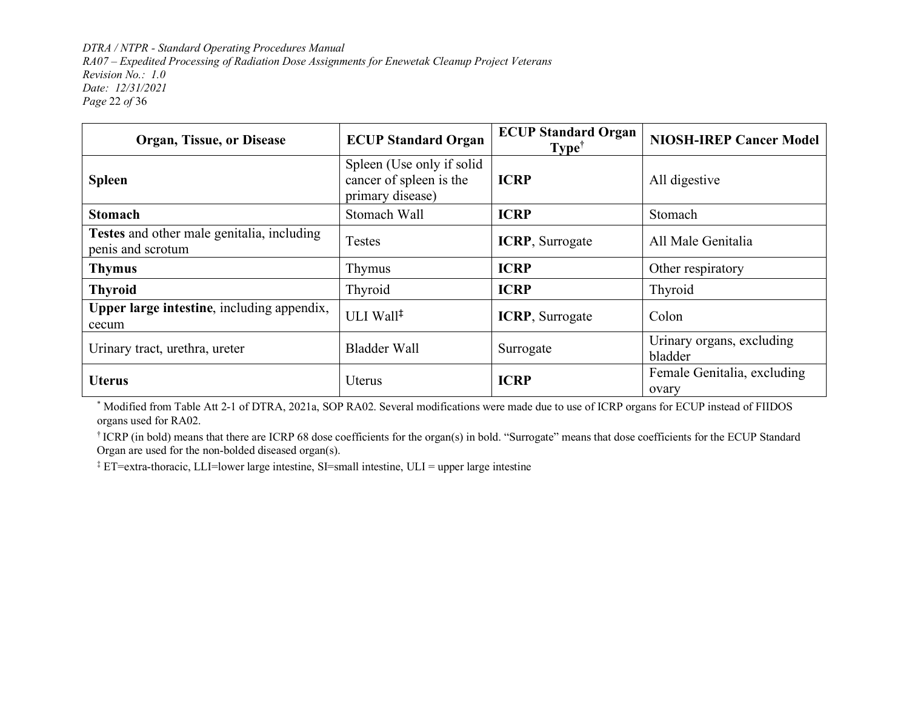| Organ, Tissue, or Disease | ECUP Standard Organ | ECUP Standard Organ Type[†] | NIOSH-IREP Cancer Model |
|---|---|---|---|
| **Spleen** | Spleen (Use only if solid cancer of spleen is the primary disease) | **ICRP** | All digestive |
| **Stomach** | Stomach Wall | **ICRP** | Stomach |
| **Testes** and other male genitalia, including penis and scrotum | Testes | **ICRP**, Surrogate | All Male Genitalia |
| **Thymus** | Thymus | **ICRP** | Other respiratory |
| **Thyroid** | Thyroid | **ICRP** | Thyroid |
| **Upper large intestine**, including appendix, cecum | ULI Wall[‡] | **ICRP**, Surrogate | Colon |
| Urinary tract, urethra, ureter | Bladder Wall | Surrogate | Urinary organs, excluding bladder |
| **Uterus** | Uterus | **ICRP** | Female Genitalia, excluding ovary |

[*] Modified from Table Att 2-1 of DTRA, 2021a, SOP RA02. Several modifications were made due to use of ICRP organs for ECUP instead of FIIDOS organs used for RA02.

[†] ICRP (in bold) means that there are ICRP 68 dose coefficients for the organ(s) in bold. "Surrogate" means that dose coefficients for the ECUP Standard Organ are used for the non-bolded diseased organ(s).

[‡] ET=extra-thoracic, LLI=lower large intestine, SI=small intestine, ULI = upper large intestine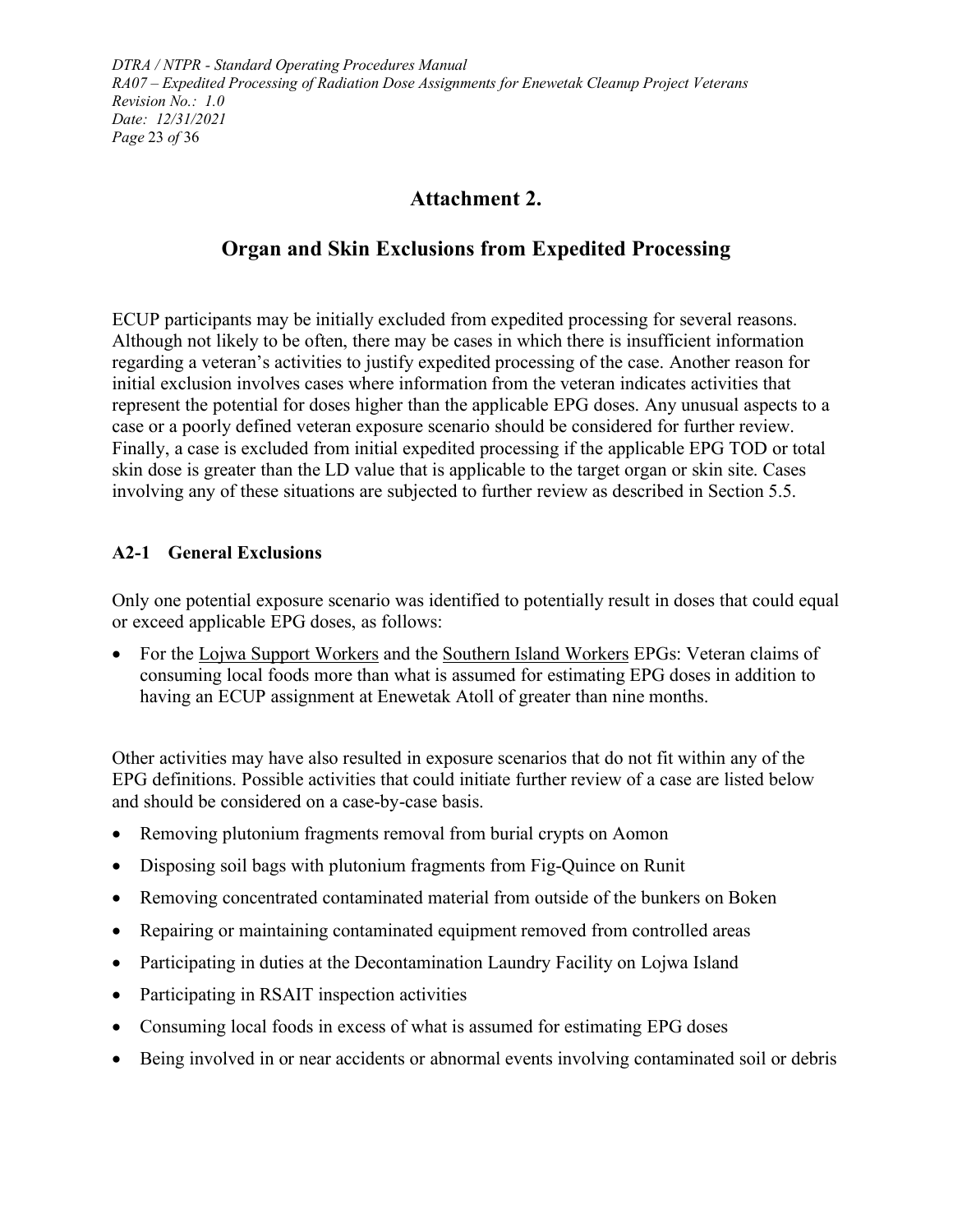# Attachment 2.

# Organ and Skin Exclusions from Expedited Processing

ECUP participants may be initially excluded from expedited processing for several reasons. Although not likely to be often, there may be cases in which there is insufficient information regarding a veteran's activities to justify expedited processing of the case. Another reason for initial exclusion involves cases where information from the veteran indicates activities that represent the potential for doses higher than the applicable EPG doses. Any unusual aspects to a case or a poorly defined veteran exposure scenario should be considered for further review. Finally, a case is excluded from initial expedited processing if the applicable EPG TOD or total skin dose is greater than the LD value that is applicable to the target organ or skin site. Cases involving any of these situations are subjected to further review as described in Section 5.5.

## A2-1 General Exclusions

Only one potential exposure scenario was identified to potentially result in doses that could equal or exceed applicable EPG doses, as follows:

- For the <u>Lojwa Support Workers</u> and the <u>Southern Island Workers</u> EPGs: Veteran claims of consuming local foods more than what is assumed for estimating EPG doses in addition to having an ECUP assignment at Enewetak Atoll of greater than nine months.

Other activities may have also resulted in exposure scenarios that do not fit within any of the EPG definitions. Possible activities that could initiate further review of a case are listed below and should be considered on a case-by-case basis.

- Removing plutonium fragments removal from burial crypts on Aomon
- Disposing soil bags with plutonium fragments from Fig-Quince on Runit
- Removing concentrated contaminated material from outside of the bunkers on Boken
- Repairing or maintaining contaminated equipment removed from controlled areas
- Participating in duties at the Decontamination Laundry Facility on Lojwa Island
- Participating in RSAIT inspection activities
- Consuming local foods in excess of what is assumed for estimating EPG doses
- Being involved in or near accidents or abnormal events involving contaminated soil or debris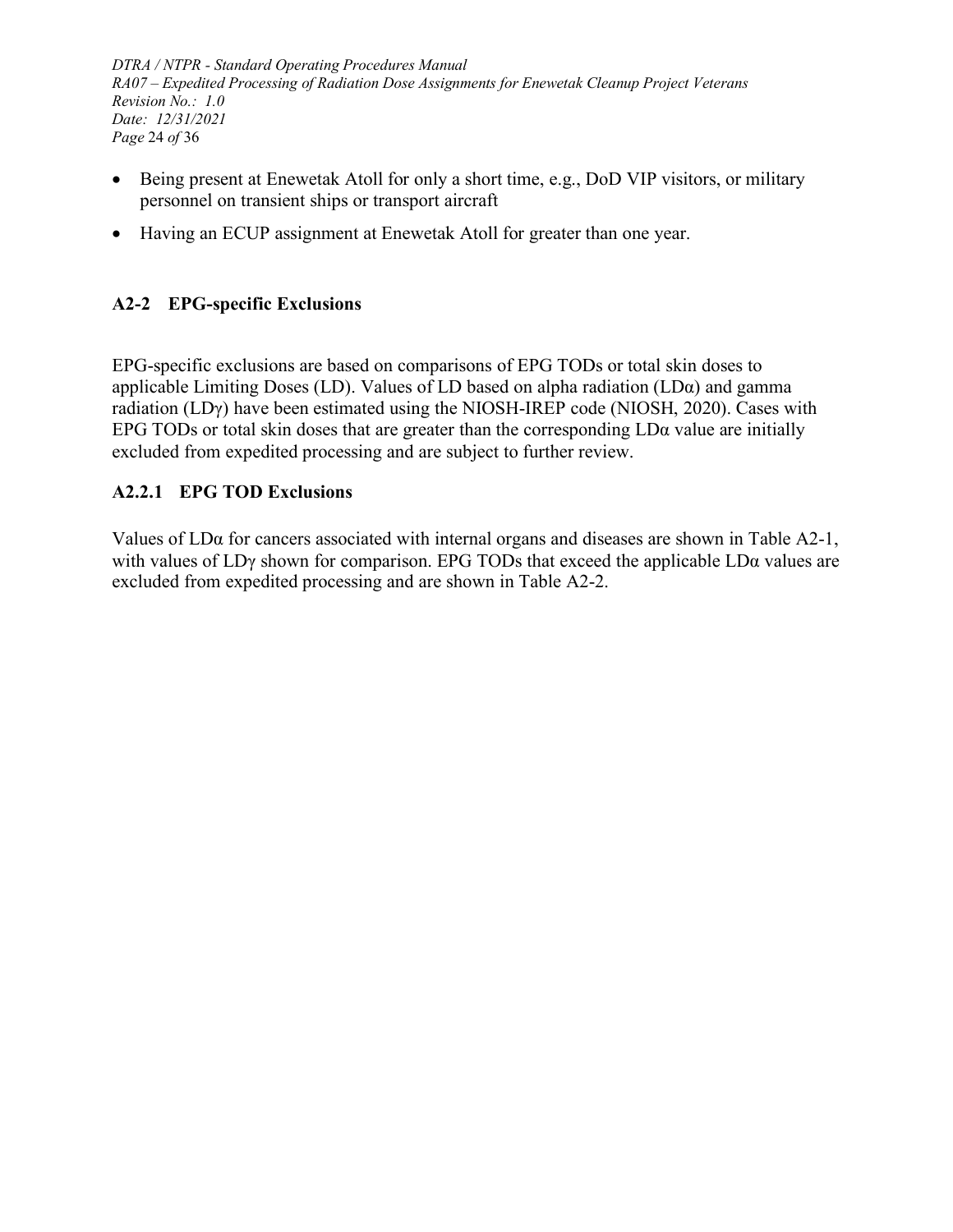- Being present at Enewetak Atoll for only a short time, e.g., DoD VIP visitors, or military personnel on transient ships or transport aircraft
- Having an ECUP assignment at Enewetak Atoll for greater than one year.

## A2-2 EPG-specific Exclusions

EPG-specific exclusions are based on comparisons of EPG TODs or total skin doses to applicable Limiting Doses (LD). Values of LD based on alpha radiation ($LD\alpha$) and gamma radiation ($LD\gamma$) have been estimated using the NIOSH-IREP code (NIOSH, 2020). Cases with EPG TODs or total skin doses that are greater than the corresponding $LD\alpha$ value are initially excluded from expedited processing and are subject to further review.

### A2.2.1 EPG TOD Exclusions

Values of $LD\alpha$ for cancers associated with internal organs and diseases are shown in Table A2-1, with values of $LD\gamma$ shown for comparison. EPG TODs that exceed the applicable $LD\alpha$ values are excluded from expedited processing and are shown in Table A2-2.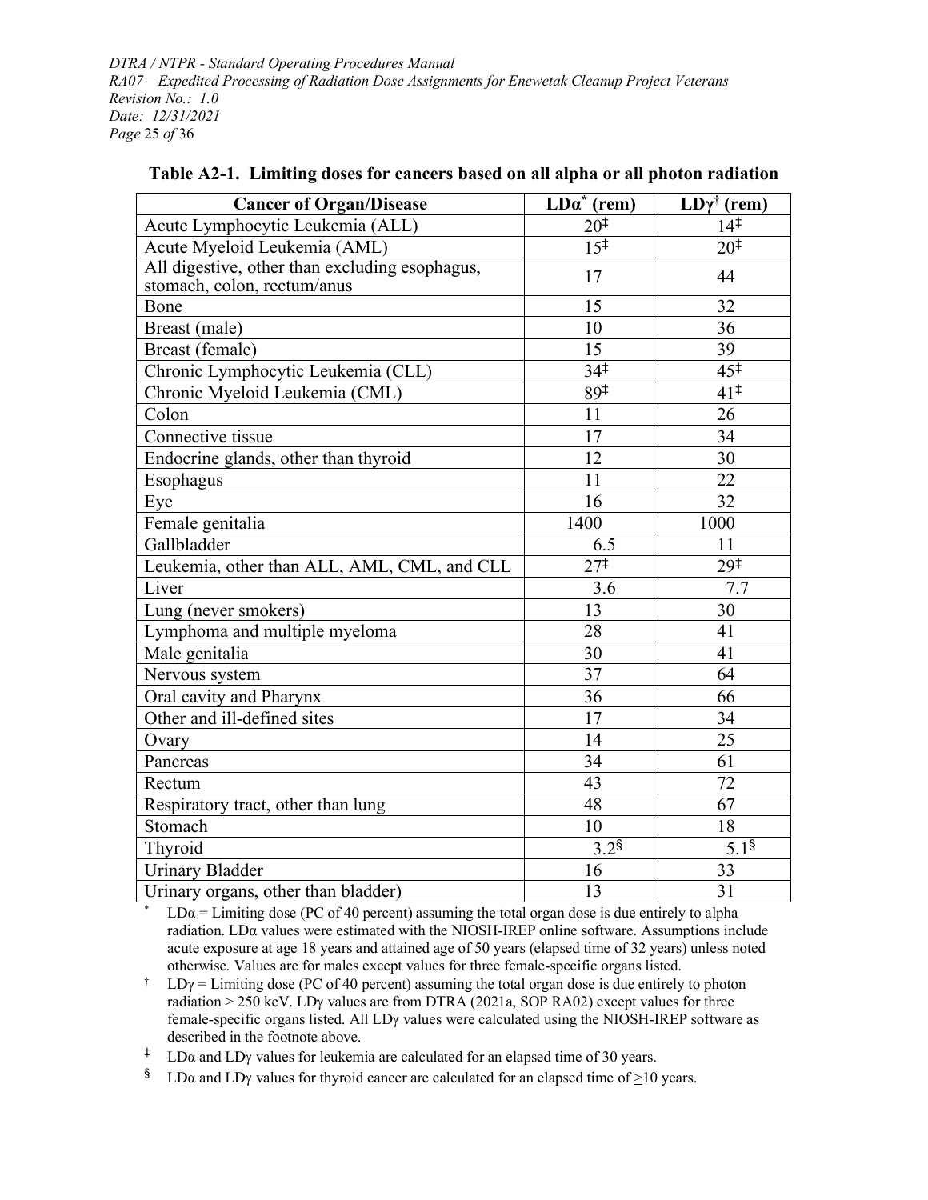**Table A2-1. Limiting doses for cancers based on all alpha or all photon radiation**

| Cancer of Organ/Disease | LDα* (rem) | LDγ† (rem) |
|---|---|---|
| Acute Lymphocytic Leukemia (ALL) | 20‡ | 14‡ |
| Acute Myeloid Leukemia (AML) | 15‡ | 20‡ |
| All digestive, other than excluding esophagus, stomach, colon, rectum/anus | 17 | 44 |
| Bone | 15 | 32 |
| Breast (male) | 10 | 36 |
| Breast (female) | 15 | 39 |
| Chronic Lymphocytic Leukemia (CLL) | 34‡ | 45‡ |
| Chronic Myeloid Leukemia (CML) | 89‡ | 41‡ |
| Colon | 11 | 26 |
| Connective tissue | 17 | 34 |
| Endocrine glands, other than thyroid | 12 | 30 |
| Esophagus | 11 | 22 |
| Eye | 16 | 32 |
| Female genitalia | 1400 | 1000 |
| Gallbladder | 6.5 | 11 |
| Leukemia, other than ALL, AML, CML, and CLL | 27‡ | 29‡ |
| Liver | 3.6 | 7.7 |
| Lung (never smokers) | 13 | 30 |
| Lymphoma and multiple myeloma | 28 | 41 |
| Male genitalia | 30 | 41 |
| Nervous system | 37 | 64 |
| Oral cavity and Pharynx | 36 | 66 |
| Other and ill-defined sites | 17 | 34 |
| Ovary | 14 | 25 |
| Pancreas | 34 | 61 |
| Rectum | 43 | 72 |
| Respiratory tract, other than lung | 48 | 67 |
| Stomach | 10 | 18 |
| Thyroid | 3.2§ | 5.1§ |
| Urinary Bladder | 16 | 33 |
| Urinary organs, other than bladder) | 13 | 31 |

\* LDα = Limiting dose (PC of 40 percent) assuming the total organ dose is due entirely to alpha radiation. LDα values were estimated with the NIOSH-IREP online software. Assumptions include acute exposure at age 18 years and attained age of 50 years (elapsed time of 32 years) unless noted otherwise. Values are for males except values for three female-specific organs listed.

† LDγ = Limiting dose (PC of 40 percent) assuming the total organ dose is due entirely to photon radiation > 250 keV. LDγ values are from DTRA (2021a, SOP RA02) except values for three female-specific organs listed. All LDγ values were calculated using the NIOSH-IREP software as described in the footnote above.

‡ LDα and LDγ values for leukemia are calculated for an elapsed time of 30 years.

§ LDα and LDγ values for thyroid cancer are calculated for an elapsed time of $\geq$10 years.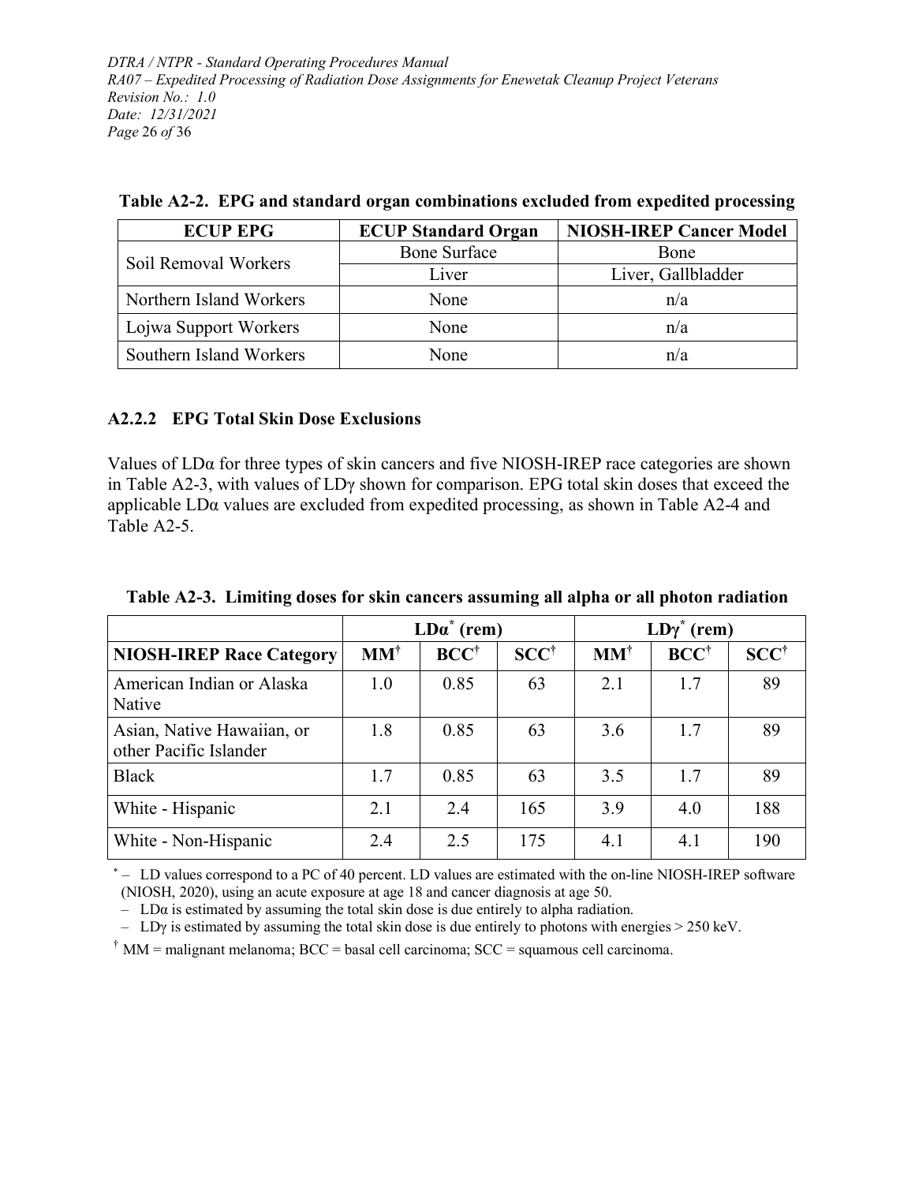**Table A2-2. EPG and standard organ combinations excluded from expedited processing**

| ECUP EPG | ECUP Standard Organ | NIOSH-IREP Cancer Model |
|---|---|---|
| Soil Removal Workers | Bone Surface | Bone |
| | Liver | Liver, Gallbladder |
| Northern Island Workers | None | n/a |
| Lojwa Support Workers | None | n/a |
| Southern Island Workers | None | n/a |

### A2.2.2 EPG Total Skin Dose Exclusions

Values of LDα for three types of skin cancers and five NIOSH-IREP race categories are shown in Table A2-3, with values of LDγ shown for comparison. EPG total skin doses that exceed the applicable LDα values are excluded from expedited processing, as shown in Table A2-4 and Table A2-5.

**Table A2-3. Limiting doses for skin cancers assuming all alpha or all photon radiation**

| | LDα* (rem) | | | LDγ* (rem) | | |
|---|---|---|---|---|---|---|
| **NIOSH-IREP Race Category** | **MM†** | **BCC†** | **SCC†** | **MM†** | **BCC†** | **SCC†** |
| American Indian or Alaska Native | 1.0 | 0.85 | 63 | 2.1 | 1.7 | 89 |
| Asian, Native Hawaiian, or other Pacific Islander | 1.8 | 0.85 | 63 | 3.6 | 1.7 | 89 |
| Black | 1.7 | 0.85 | 63 | 3.5 | 1.7 | 89 |
| White - Hispanic | 2.1 | 2.4 | 165 | 3.9 | 4.0 | 188 |
| White - Non-Hispanic | 2.4 | 2.5 | 175 | 4.1 | 4.1 | 190 |

\* – LD values correspond to a PC of 40 percent. LD values are estimated with the on-line NIOSH-IREP software (NIOSH, 2020), using an acute exposure at age 18 and cancer diagnosis at age 50.
– LDα is estimated by assuming the total skin dose is due entirely to alpha radiation.
– LDγ is estimated by assuming the total skin dose is due entirely to photons with energies > 250 keV.

† MM = malignant melanoma; BCC = basal cell carcinoma; SCC = squamous cell carcinoma.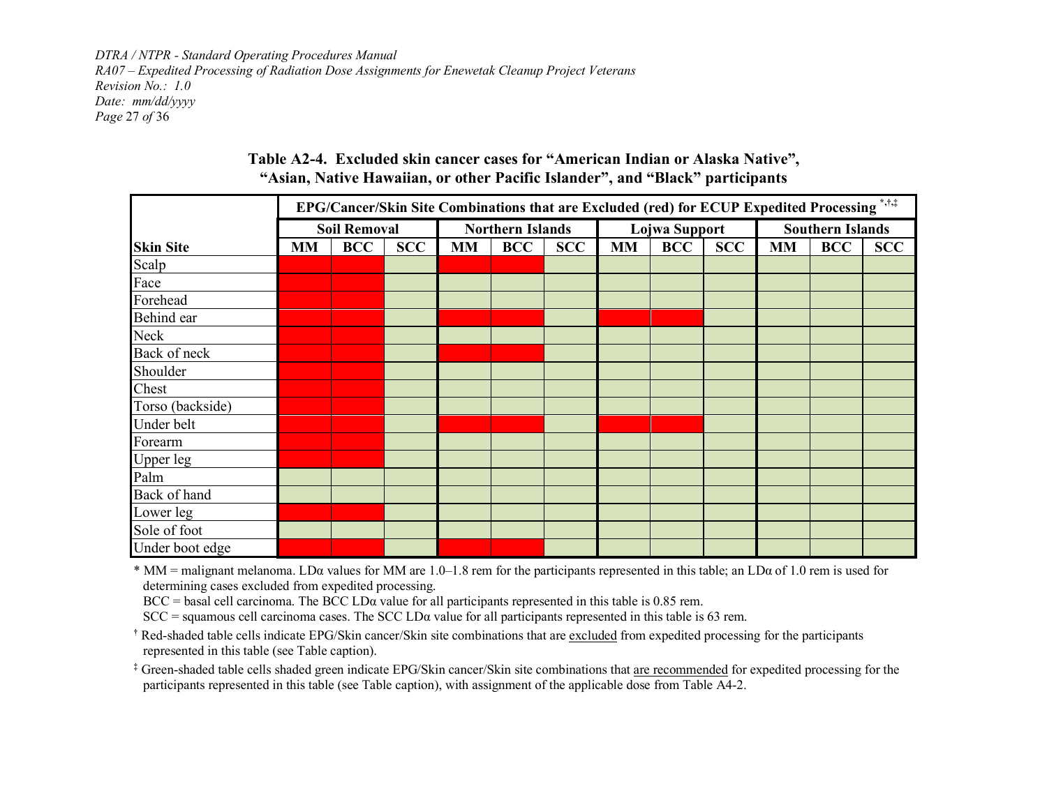**Table A2-4. Excluded skin cancer cases for "American Indian or Alaska Native", "Asian, Native Hawaiian, or other Pacific Islander", and "Black" participants**

| | EPG/Cancer/Skin Site Combinations that are Excluded (red) for ECUP Expedited Processing *,†,‡ | | | | | | | | | | | |
|---|---|---|---|---|---|---|---|---|---|---|---|---|
| | Soil Removal | | | Northern Islands | | | Lojwa Support | | | Southern Islands | | |
| **Skin Site** | **MM** | **BCC** | **SCC** | **MM** | **BCC** | **SCC** | **MM** | **BCC** | **SCC** | **MM** | **BCC** | **SCC** |
| Scalp | Red | Red | Green | Red | Red | Green | Green | Green | Green | Green | Green | Green |
| Face | Red | Red | Green | Green | Green | Green | Green | Green | Green | Green | Green | Green |
| Forehead | Red | Red | Green | Green | Green | Green | Green | Green | Green | Green | Green | Green |
| Behind ear | Red | Red | Green | Red | Red | Green | Red | Red | Green | Green | Green | Green |
| Neck | Red | Red | Green | Green | Green | Green | Green | Green | Green | Green | Green | Green |
| Back of neck | Red | Red | Green | Red | Red | Green | Green | Green | Green | Green | Green | Green |
| Shoulder | Red | Red | Green | Green | Green | Green | Green | Green | Green | Green | Green | Green |
| Chest | Red | Red | Green | Green | Green | Green | Green | Green | Green | Green | Green | Green |
| Torso (backside) | Red | Red | Green | Green | Green | Green | Green | Green | Green | Green | Green | Green |
| Under belt | Red | Red | Green | Red | Red | Green | Red | Red | Green | Green | Green | Green |
| Forearm | Red | Red | Green | Green | Green | Green | Green | Green | Green | Green | Green | Green |
| Upper leg | Red | Red | Green | Green | Green | Green | Green | Green | Green | Green | Green | Green |
| Palm | Green | Green | Green | Green | Green | Green | Green | Green | Green | Green | Green | Green |
| Back of hand | Green | Green | Green | Green | Green | Green | Green | Green | Green | Green | Green | Green |
| Lower leg | Red | Red | Green | Green | Green | Green | Green | Green | Green | Green | Green | Green |
| Sole of foot | Green | Green | Green | Green | Green | Green | Green | Green | Green | Green | Green | Green |
| Under boot edge | Red | Red | Green | Red | Red | Green | Green | Green | Green | Green | Green | Green |

\* MM = malignant melanoma. LDα values for MM are 1.0–1.8 rem for the participants represented in this table; an LDα of 1.0 rem is used for determining cases excluded from expedited processing.

BCC = basal cell carcinoma. The BCC LDα value for all participants represented in this table is 0.85 rem.

SCC = squamous cell carcinoma cases. The SCC LDα value for all participants represented in this table is 63 rem.

† Red-shaded table cells indicate EPG/Skin cancer/Skin site combinations that are excluded from expedited processing for the participants represented in this table (see Table caption).

‡ Green-shaded table cells shaded green indicate EPG/Skin cancer/Skin site combinations that are recommended for expedited processing for the participants represented in this table (see Table caption), with assignment of the applicable dose from Table A4-2.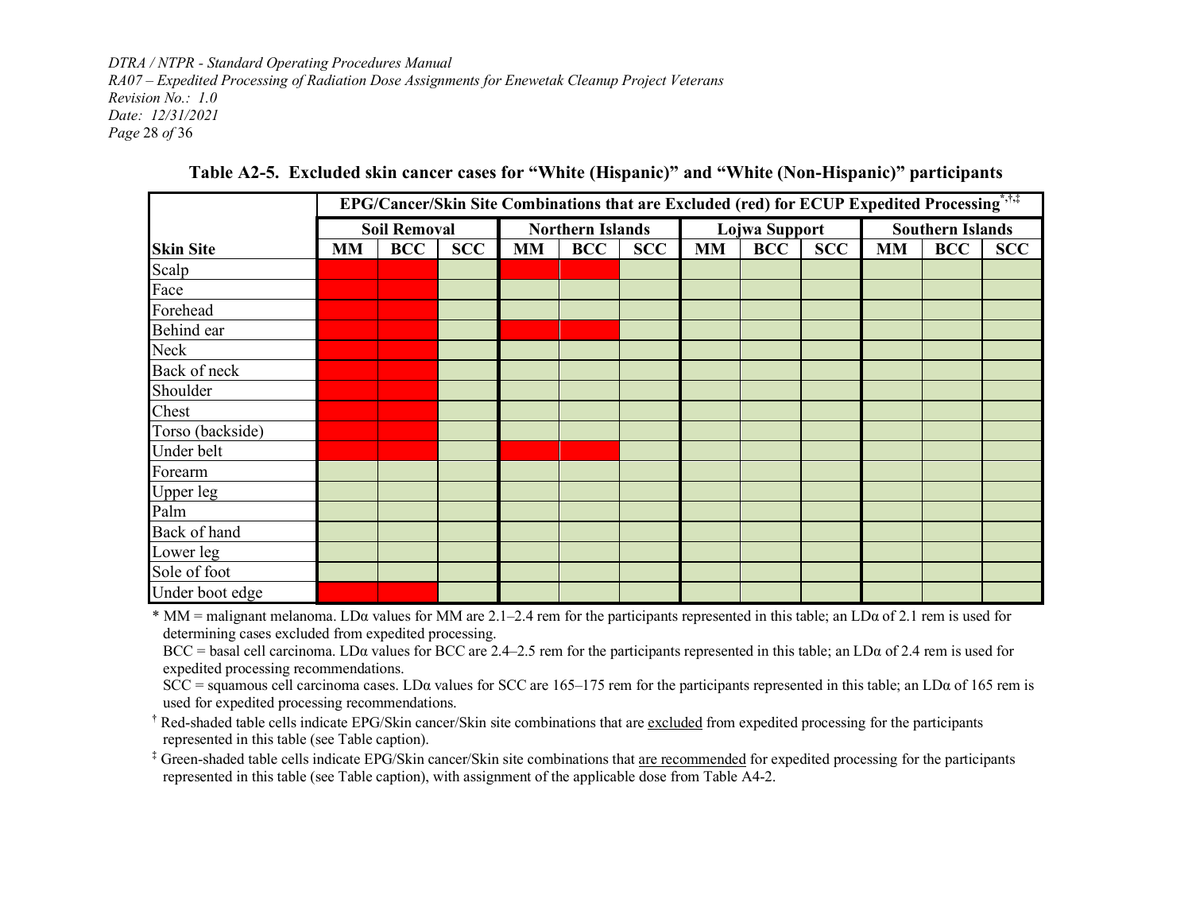**Table A2-5. Excluded skin cancer cases for "White (Hispanic)" and "White (Non-Hispanic)" participants**

| | EPG/Cancer/Skin Site Combinations that are Excluded (red) for ECUP Expedited Processing*,†,‡ | | | | | | | | | | | |
|---|---|---|---|---|---|---|---|---|---|---|---|---|
| | Soil Removal | | | Northern Islands | | | Lojwa Support | | | Southern Islands | | |
| **Skin Site** | **MM** | **BCC** | **SCC** | **MM** | **BCC** | **SCC** | **MM** | **BCC** | **SCC** | **MM** | **BCC** | **SCC** |
| Scalp | Red | Red | Green | Red | Red | Green | Green | Green | Green | Green | Green | Green |
| Face | Red | Red | Green | Green | Green | Green | Green | Green | Green | Green | Green | Green |
| Forehead | Red | Red | Green | Green | Green | Green | Green | Green | Green | Green | Green | Green |
| Behind ear | Red | Red | Green | Red | Red | Green | Green | Green | Green | Green | Green | Green |
| Neck | Red | Red | Green | Green | Green | Green | Green | Green | Green | Green | Green | Green |
| Back of neck | Red | Red | Green | Green | Green | Green | Green | Green | Green | Green | Green | Green |
| Shoulder | Red | Red | Green | Green | Green | Green | Green | Green | Green | Green | Green | Green |
| Chest | Red | Red | Green | Green | Green | Green | Green | Green | Green | Green | Green | Green |
| Torso (backside) | Red | Red | Green | Green | Green | Green | Green | Green | Green | Green | Green | Green |
| Under belt | Red | Red | Green | Red | Red | Green | Green | Green | Green | Green | Green | Green |
| Forearm | Green | Green | Green | Green | Green | Green | Green | Green | Green | Green | Green | Green |
| Upper leg | Green | Green | Green | Green | Green | Green | Green | Green | Green | Green | Green | Green |
| Palm | Green | Green | Green | Green | Green | Green | Green | Green | Green | Green | Green | Green |
| Back of hand | Green | Green | Green | Green | Green | Green | Green | Green | Green | Green | Green | Green |
| Lower leg | Green | Green | Green | Green | Green | Green | Green | Green | Green | Green | Green | Green |
| Sole of foot | Green | Green | Green | Green | Green | Green | Green | Green | Green | Green | Green | Green |
| Under boot edge | Red | Red | Green | Green | Green | Green | Green | Green | Green | Green | Green | Green |

\* MM = malignant melanoma. LDα values for MM are 2.1–2.4 rem for the participants represented in this table; an LDα of 2.1 rem is used for determining cases excluded from expedited processing.

BCC = basal cell carcinoma. LDα values for BCC are 2.4–2.5 rem for the participants represented in this table; an LDα of 2.4 rem is used for expedited processing recommendations.

SCC = squamous cell carcinoma cases. LDα values for SCC are 165–175 rem for the participants represented in this table; an LDα of 165 rem is used for expedited processing recommendations.

† Red-shaded table cells indicate EPG/Skin cancer/Skin site combinations that are <u>excluded</u> from expedited processing for the participants represented in this table (see Table caption).

‡ Green-shaded table cells indicate EPG/Skin cancer/Skin site combinations that <u>are recommended</u> for expedited processing for the participants represented in this table (see Table caption), with assignment of the applicable dose from Table A4-2.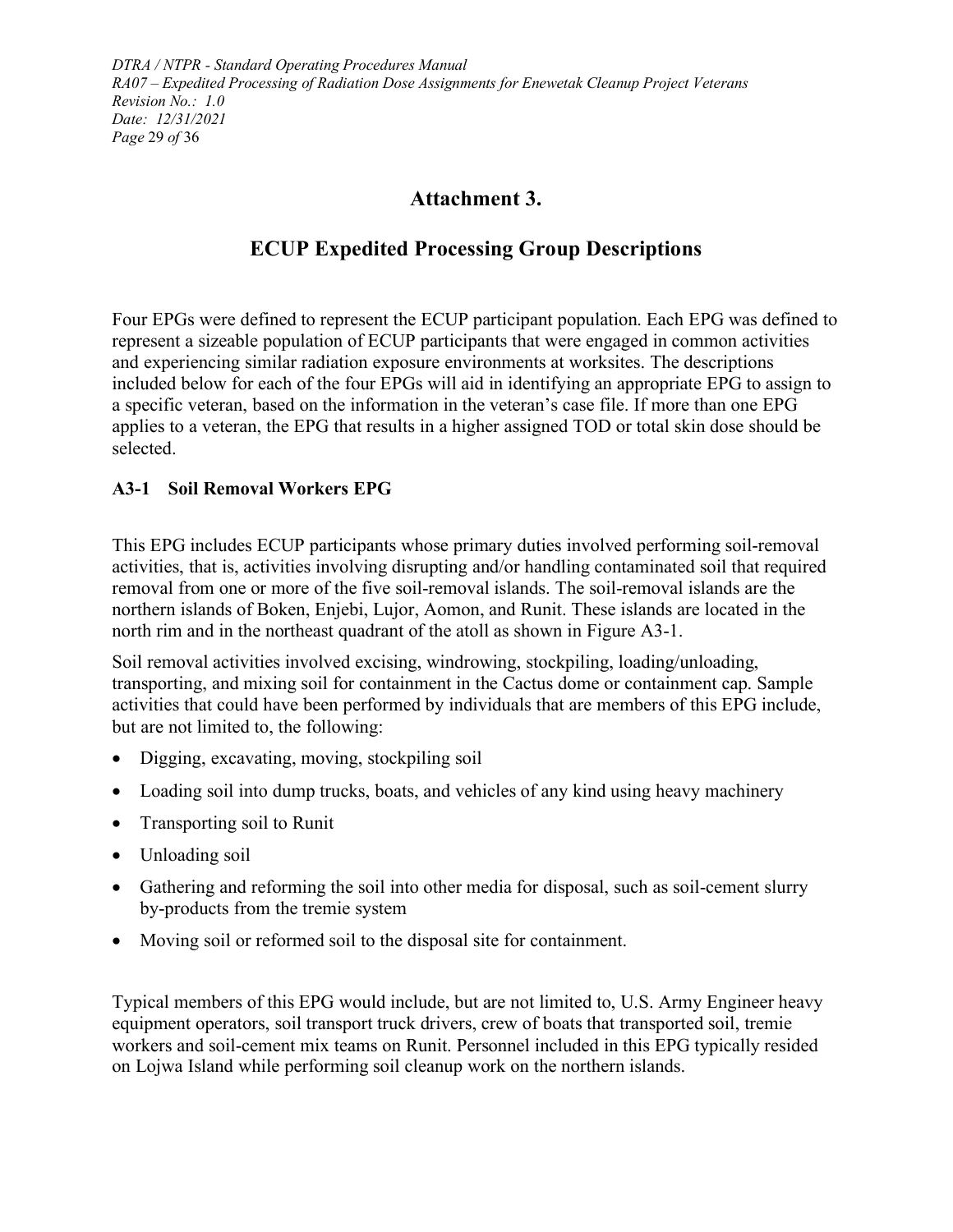# Attachment 3.

# ECUP Expedited Processing Group Descriptions

Four EPGs were defined to represent the ECUP participant population. Each EPG was defined to represent a sizeable population of ECUP participants that were engaged in common activities and experiencing similar radiation exposure environments at worksites. The descriptions included below for each of the four EPGs will aid in identifying an appropriate EPG to assign to a specific veteran, based on the information in the veteran's case file. If more than one EPG applies to a veteran, the EPG that results in a higher assigned TOD or total skin dose should be selected.

## A3-1 Soil Removal Workers EPG

This EPG includes ECUP participants whose primary duties involved performing soil-removal activities, that is, activities involving disrupting and/or handling contaminated soil that required removal from one or more of the five soil-removal islands. The soil-removal islands are the northern islands of Boken, Enjebi, Lujor, Aomon, and Runit. These islands are located in the north rim and in the northeast quadrant of the atoll as shown in Figure A3-1.

Soil removal activities involved excising, windrowing, stockpiling, loading/unloading, transporting, and mixing soil for containment in the Cactus dome or containment cap. Sample activities that could have been performed by individuals that are members of this EPG include, but are not limited to, the following:

- Digging, excavating, moving, stockpiling soil
- Loading soil into dump trucks, boats, and vehicles of any kind using heavy machinery
- Transporting soil to Runit
- Unloading soil
- Gathering and reforming the soil into other media for disposal, such as soil-cement slurry by-products from the tremie system
- Moving soil or reformed soil to the disposal site for containment.

Typical members of this EPG would include, but are not limited to, U.S. Army Engineer heavy equipment operators, soil transport truck drivers, crew of boats that transported soil, tremie workers and soil-cement mix teams on Runit. Personnel included in this EPG typically resided on Lojwa Island while performing soil cleanup work on the northern islands.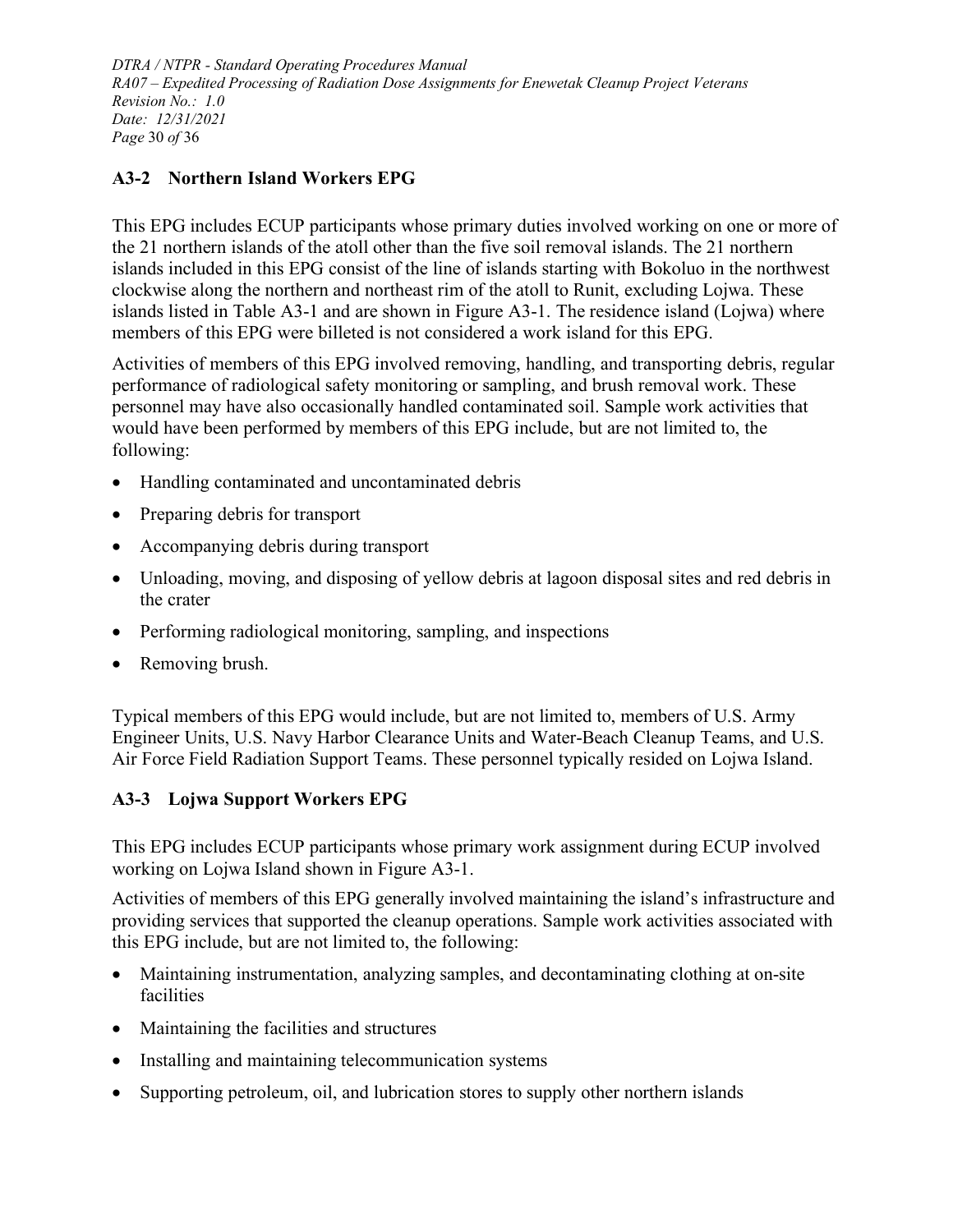## A3-2 Northern Island Workers EPG

This EPG includes ECUP participants whose primary duties involved working on one or more of the 21 northern islands of the atoll other than the five soil removal islands. The 21 northern islands included in this EPG consist of the line of islands starting with Bokoluo in the northwest clockwise along the northern and northeast rim of the atoll to Runit, excluding Lojwa. These islands listed in Table A3-1 and are shown in Figure A3-1. The residence island (Lojwa) where members of this EPG were billeted is not considered a work island for this EPG.

Activities of members of this EPG involved removing, handling, and transporting debris, regular performance of radiological safety monitoring or sampling, and brush removal work. These personnel may have also occasionally handled contaminated soil. Sample work activities that would have been performed by members of this EPG include, but are not limited to, the following:

- Handling contaminated and uncontaminated debris
- Preparing debris for transport
- Accompanying debris during transport
- Unloading, moving, and disposing of yellow debris at lagoon disposal sites and red debris in the crater
- Performing radiological monitoring, sampling, and inspections
- Removing brush.

Typical members of this EPG would include, but are not limited to, members of U.S. Army Engineer Units, U.S. Navy Harbor Clearance Units and Water-Beach Cleanup Teams, and U.S. Air Force Field Radiation Support Teams. These personnel typically resided on Lojwa Island.

## A3-3 Lojwa Support Workers EPG

This EPG includes ECUP participants whose primary work assignment during ECUP involved working on Lojwa Island shown in Figure A3-1.

Activities of members of this EPG generally involved maintaining the island's infrastructure and providing services that supported the cleanup operations. Sample work activities associated with this EPG include, but are not limited to, the following:

- Maintaining instrumentation, analyzing samples, and decontaminating clothing at on-site facilities
- Maintaining the facilities and structures
- Installing and maintaining telecommunication systems
- Supporting petroleum, oil, and lubrication stores to supply other northern islands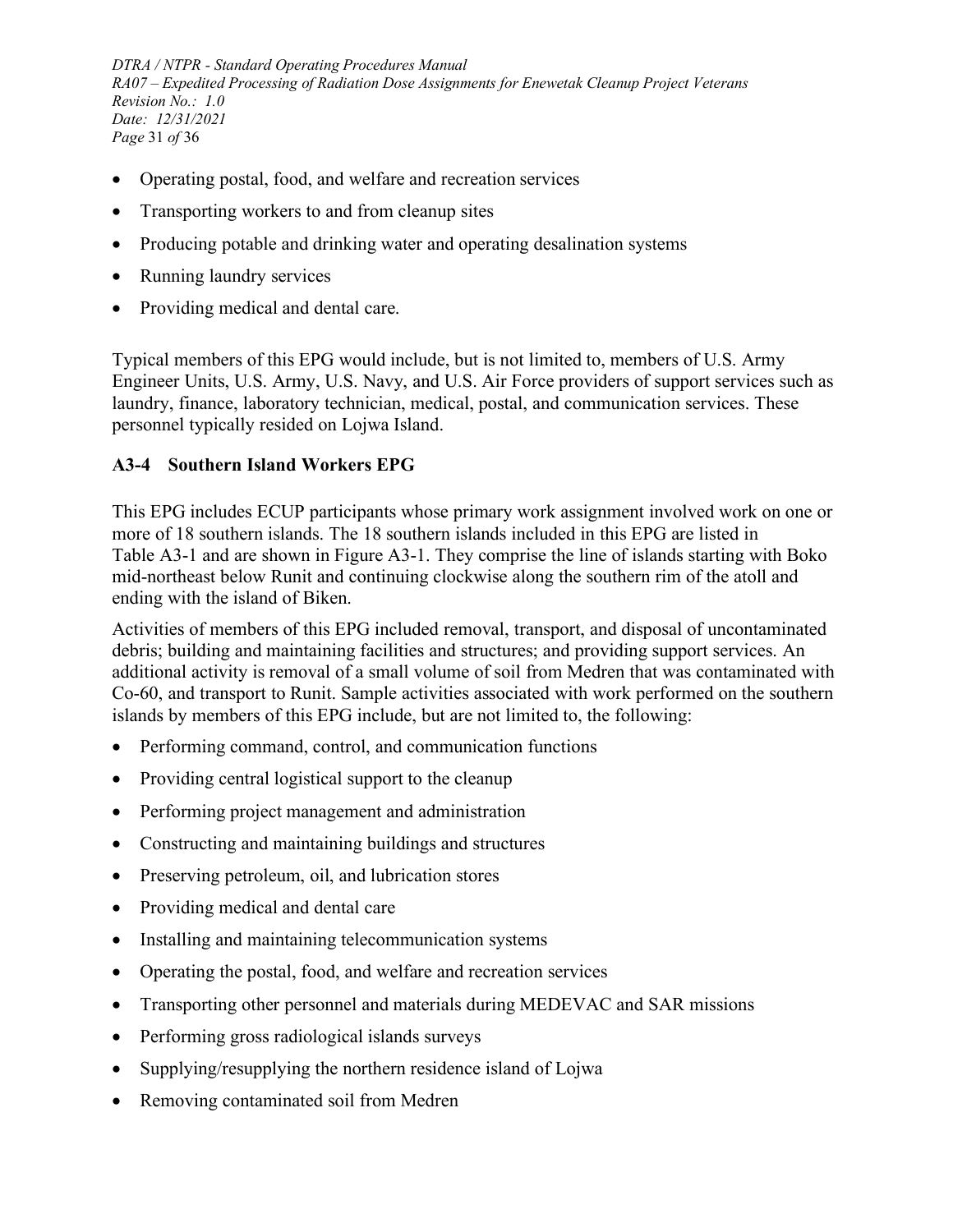- Operating postal, food, and welfare and recreation services
- Transporting workers to and from cleanup sites
- Producing potable and drinking water and operating desalination systems
- Running laundry services
- Providing medical and dental care.

Typical members of this EPG would include, but is not limited to, members of U.S. Army Engineer Units, U.S. Army, U.S. Navy, and U.S. Air Force providers of support services such as laundry, finance, laboratory technician, medical, postal, and communication services. These personnel typically resided on Lojwa Island.

### A3-4 Southern Island Workers EPG

This EPG includes ECUP participants whose primary work assignment involved work on one or more of 18 southern islands. The 18 southern islands included in this EPG are listed in Table A3-1 and are shown in Figure A3-1. They comprise the line of islands starting with Boko mid-northeast below Runit and continuing clockwise along the southern rim of the atoll and ending with the island of Biken.

Activities of members of this EPG included removal, transport, and disposal of uncontaminated debris; building and maintaining facilities and structures; and providing support services. An additional activity is removal of a small volume of soil from Medren that was contaminated with Co-60, and transport to Runit. Sample activities associated with work performed on the southern islands by members of this EPG include, but are not limited to, the following:

- Performing command, control, and communication functions
- Providing central logistical support to the cleanup
- Performing project management and administration
- Constructing and maintaining buildings and structures
- Preserving petroleum, oil, and lubrication stores
- Providing medical and dental care
- Installing and maintaining telecommunication systems
- Operating the postal, food, and welfare and recreation services
- Transporting other personnel and materials during MEDEVAC and SAR missions
- Performing gross radiological islands surveys
- Supplying/resupplying the northern residence island of Lojwa
- Removing contaminated soil from Medren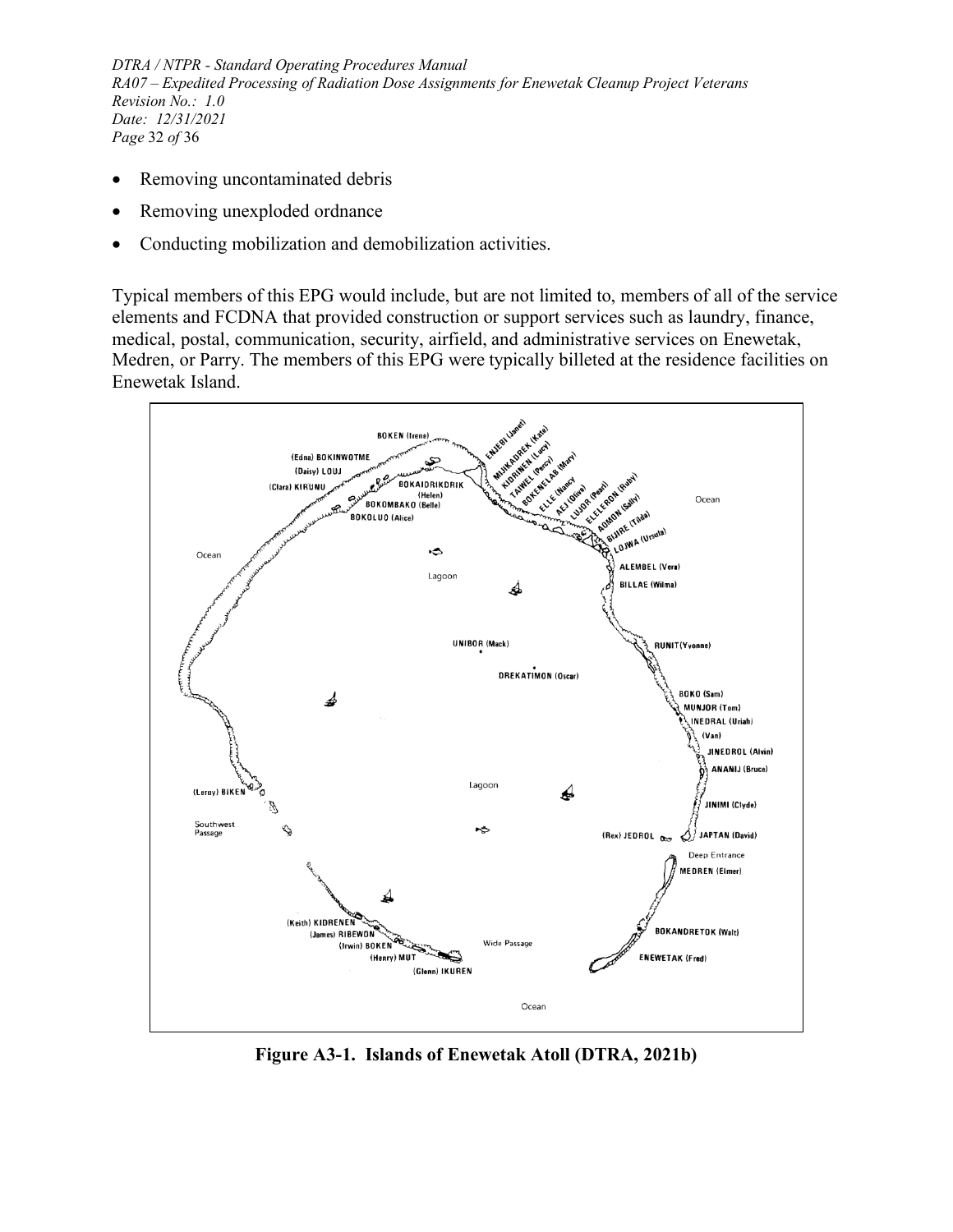- Removing uncontaminated debris
- Removing unexploded ordnance
- Conducting mobilization and demobilization activities.

Typical members of this EPG would include, but are not limited to, members of all of the service elements and FCDNA that provided construction or support services such as laundry, finance, medical, postal, communication, security, airfield, and administrative services on Enewetak, Medren, or Parry. The members of this EPG were typically billeted at the residence facilities on Enewetak Island.

**Figure A3-1. Islands of Enewetak Atoll (DTRA, 2021b)**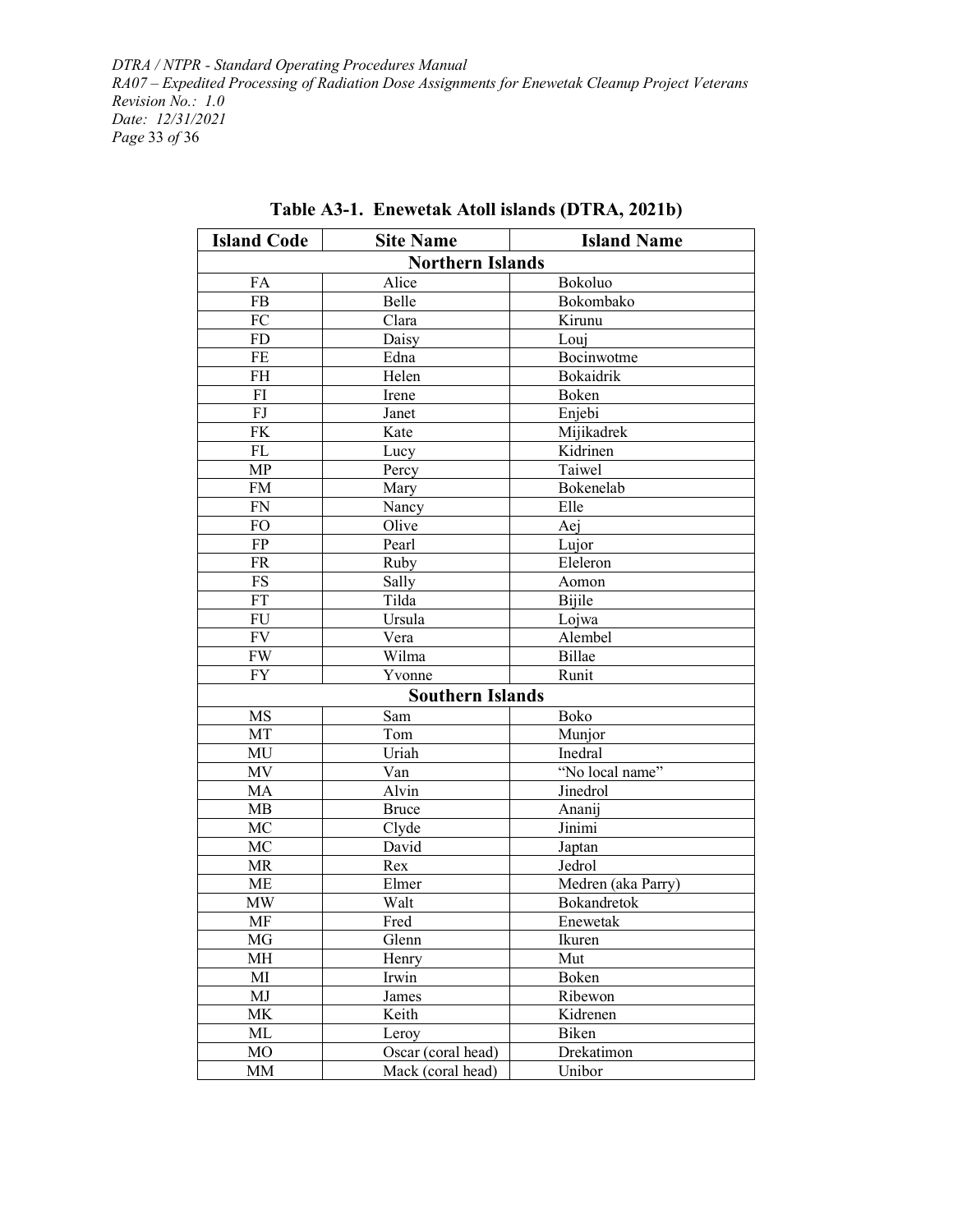**Table A3-1. Enewetak Atoll islands (DTRA, 2021b)**

| Island Code | Site Name | Island Name |
|---|---|---|
| **Northern Islands** | | |
| FA | Alice | Bokoluo |
| FB | Belle | Bokombako |
| FC | Clara | Kirunu |
| FD | Daisy | Louj |
| FE | Edna | Bocinwotme |
| FH | Helen | Bokaidrik |
| FI | Irene | Boken |
| FJ | Janet | Enjebi |
| FK | Kate | Mijikadrek |
| FL | Lucy | Kidrinen |
| MP | Percy | Taiwel |
| FM | Mary | Bokenelab |
| FN | Nancy | Elle |
| FO | Olive | Aej |
| FP | Pearl | Lujor |
| FR | Ruby | Eleleron |
| FS | Sally | Aomon |
| FT | Tilda | Bijile |
| FU | Ursula | Lojwa |
| FV | Vera | Alembel |
| FW | Wilma | Billae |
| FY | Yvonne | Runit |
| **Southern Islands** | | |
| MS | Sam | Boko |
| MT | Tom | Munjor |
| MU | Uriah | Inedral |
| MV | Van | "No local name" |
| MA | Alvin | Jinedrol |
| MB | Bruce | Ananij |
| MC | Clyde | Jinimi |
| MC | David | Japtan |
| MR | Rex | Jedrol |
| ME | Elmer | Medren (aka Parry) |
| MW | Walt | Bokandretok |
| MF | Fred | Enewetak |
| MG | Glenn | Ikuren |
| MH | Henry | Mut |
| MI | Irwin | Boken |
| MJ | James | Ribewon |
| MK | Keith | Kidrenen |
| ML | Leroy | Biken |
| MO | Oscar (coral head) | Drekatimon |
| MM | Mack (coral head) | Unibor |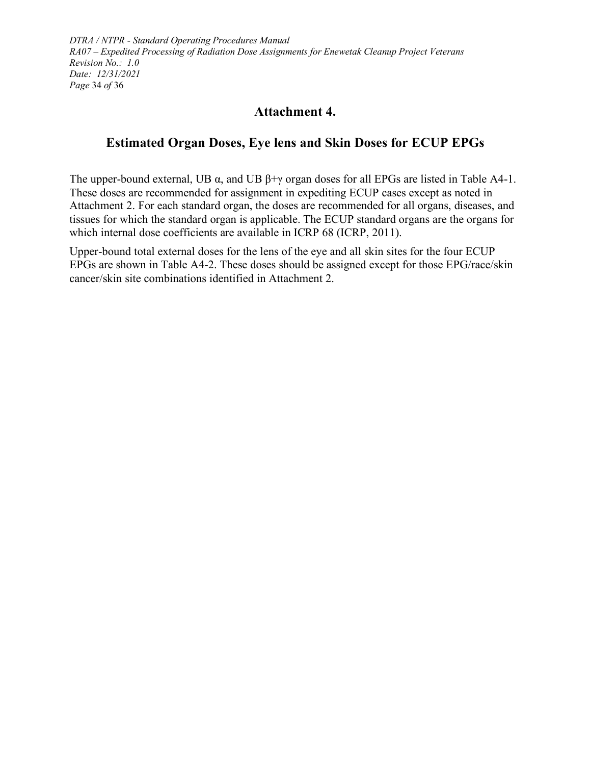## Attachment 4.

## Estimated Organ Doses, Eye lens and Skin Doses for ECUP EPGs

The upper-bound external, UB α, and UB β+γ organ doses for all EPGs are listed in Table A4-1. These doses are recommended for assignment in expediting ECUP cases except as noted in Attachment 2. For each standard organ, the doses are recommended for all organs, diseases, and tissues for which the standard organ is applicable. The ECUP standard organs are the organs for which internal dose coefficients are available in ICRP 68 (ICRP, 2011).

Upper-bound total external doses for the lens of the eye and all skin sites for the four ECUP EPGs are shown in Table A4-2. These doses should be assigned except for those EPG/race/skin cancer/skin site combinations identified in Attachment 2.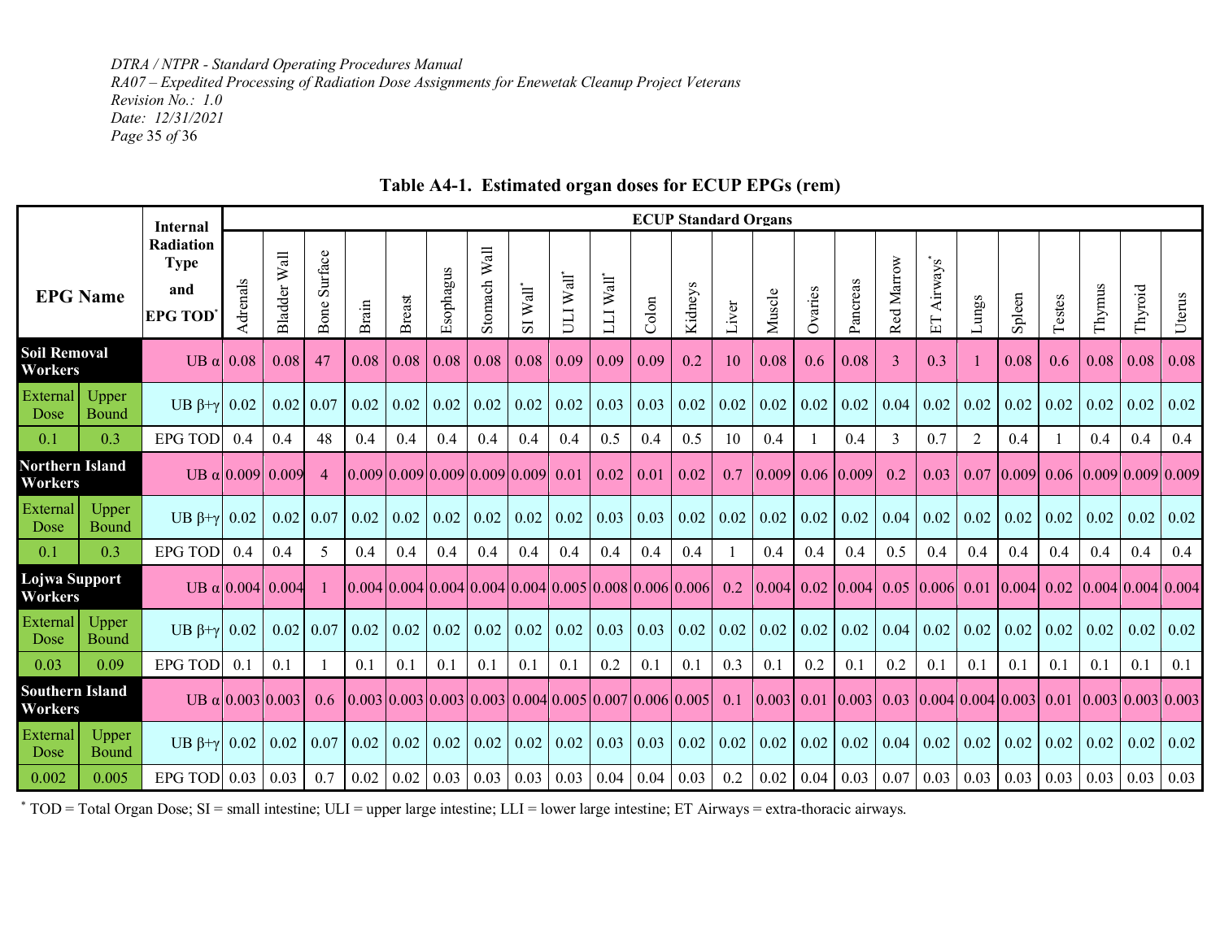**Table A4-1. Estimated organ doses for ECUP EPGs (rem)**

| EPG Name | | Internal Radiation Type and EPG TOD* | ECUP Standard Organs | | | | | | | | | | | | | | | | | | | | | | | |
|---|---|---|---|---|---|---|---|---|---|---|---|---|---|---|---|---|---|---|---|---|---|---|---|---|---|---|
| | | | Adrenals | Bladder Wall | Bone Surface | Brain | Breast | Esophagus | Stomach Wall | SI Wall* | ULI Wall* | LLI Wall* | Colon | Kidneys | Liver | Muscle | Ovaries | Pancreas | Red Marrow | ET Airways* | Lungs | Spleen | Testes | Thymus | Thyroid | Uterus |
| **Soil Removal Workers** | | UB α | 0.08 | 0.08 | 47 | 0.08 | 0.08 | 0.08 | 0.08 | 0.08 | 0.09 | 0.09 | 0.09 | 0.2 | 10 | 0.08 | 0.6 | 0.08 | 3 | 0.3 | 1 | 0.08 | 0.6 | 0.08 | 0.08 | 0.08 |
| External Dose | Upper Bound | UB β+γ | 0.02 | 0.02 | 0.07 | 0.02 | 0.02 | 0.02 | 0.02 | 0.02 | 0.02 | 0.03 | 0.03 | 0.02 | 0.02 | 0.02 | 0.02 | 0.02 | 0.04 | 0.02 | 0.02 | 0.02 | 0.02 | 0.02 | 0.02 | 0.02 |
| 0.1 | 0.3 | EPG TOD | 0.4 | 0.4 | 48 | 0.4 | 0.4 | 0.4 | 0.4 | 0.4 | 0.4 | 0.5 | 0.4 | 0.5 | 10 | 0.4 | 1 | 0.4 | 3 | 0.7 | 2 | 0.4 | 1 | 0.4 | 0.4 | 0.4 |
| **Northern Island Workers** | | UB α | 0.009 | 0.009 | 4 | 0.009 | 0.009 | 0.009 | 0.009 | 0.009 | 0.01 | 0.02 | 0.01 | 0.02 | 0.7 | 0.009 | 0.06 | 0.009 | 0.2 | 0.03 | 0.07 | 0.009 | 0.06 | 0.009 | 0.009 | 0.009 |
| External Dose | Upper Bound | UB β+γ | 0.02 | 0.02 | 0.07 | 0.02 | 0.02 | 0.02 | 0.02 | 0.02 | 0.02 | 0.03 | 0.03 | 0.02 | 0.02 | 0.02 | 0.02 | 0.02 | 0.04 | 0.02 | 0.02 | 0.02 | 0.02 | 0.02 | 0.02 | 0.02 |
| 0.1 | 0.3 | EPG TOD | 0.4 | 0.4 | 5 | 0.4 | 0.4 | 0.4 | 0.4 | 0.4 | 0.4 | 0.4 | 0.4 | 0.4 | 1 | 0.4 | 0.4 | 0.4 | 0.5 | 0.4 | 0.4 | 0.4 | 0.4 | 0.4 | 0.4 | 0.4 |
| **Lojwa Support Workers** | | UB α | 0.004 | 0.004 | 1 | 0.004 | 0.004 | 0.004 | 0.004 | 0.004 | 0.005 | 0.008 | 0.006 | 0.006 | 0.2 | 0.004 | 0.02 | 0.004 | 0.05 | 0.006 | 0.01 | 0.004 | 0.02 | 0.004 | 0.004 | 0.004 |
| External Dose | Upper Bound | UB β+γ | 0.02 | 0.02 | 0.07 | 0.02 | 0.02 | 0.02 | 0.02 | 0.02 | 0.02 | 0.03 | 0.03 | 0.02 | 0.02 | 0.02 | 0.02 | 0.02 | 0.04 | 0.02 | 0.02 | 0.02 | 0.02 | 0.02 | 0.02 | 0.02 |
| 0.03 | 0.09 | EPG TOD | 0.1 | 0.1 | 1 | 0.1 | 0.1 | 0.1 | 0.1 | 0.1 | 0.1 | 0.2 | 0.1 | 0.1 | 0.3 | 0.1 | 0.2 | 0.1 | 0.2 | 0.1 | 0.1 | 0.1 | 0.1 | 0.1 | 0.1 | 0.1 |
| **Southern Island Workers** | | UB α | 0.003 | 0.003 | 0.6 | 0.003 | 0.003 | 0.003 | 0.003 | 0.004 | 0.005 | 0.007 | 0.006 | 0.005 | 0.1 | 0.003 | 0.01 | 0.003 | 0.03 | 0.004 | 0.004 | 0.003 | 0.01 | 0.003 | 0.003 | 0.003 |
| External Dose | Upper Bound | UB β+γ | 0.02 | 0.02 | 0.07 | 0.02 | 0.02 | 0.02 | 0.02 | 0.02 | 0.02 | 0.03 | 0.03 | 0.02 | 0.02 | 0.02 | 0.02 | 0.02 | 0.04 | 0.02 | 0.02 | 0.02 | 0.02 | 0.02 | 0.02 | 0.02 |
| 0.002 | 0.005 | EPG TOD | 0.03 | 0.03 | 0.7 | 0.02 | 0.02 | 0.03 | 0.03 | 0.03 | 0.03 | 0.04 | 0.04 | 0.03 | 0.2 | 0.02 | 0.04 | 0.03 | 0.07 | 0.03 | 0.03 | 0.03 | 0.03 | 0.03 | 0.03 | 0.03 |

\* TOD = Total Organ Dose; SI = small intestine; ULI = upper large intestine; LLI = lower large intestine; ET Airways = extra-thoracic airways.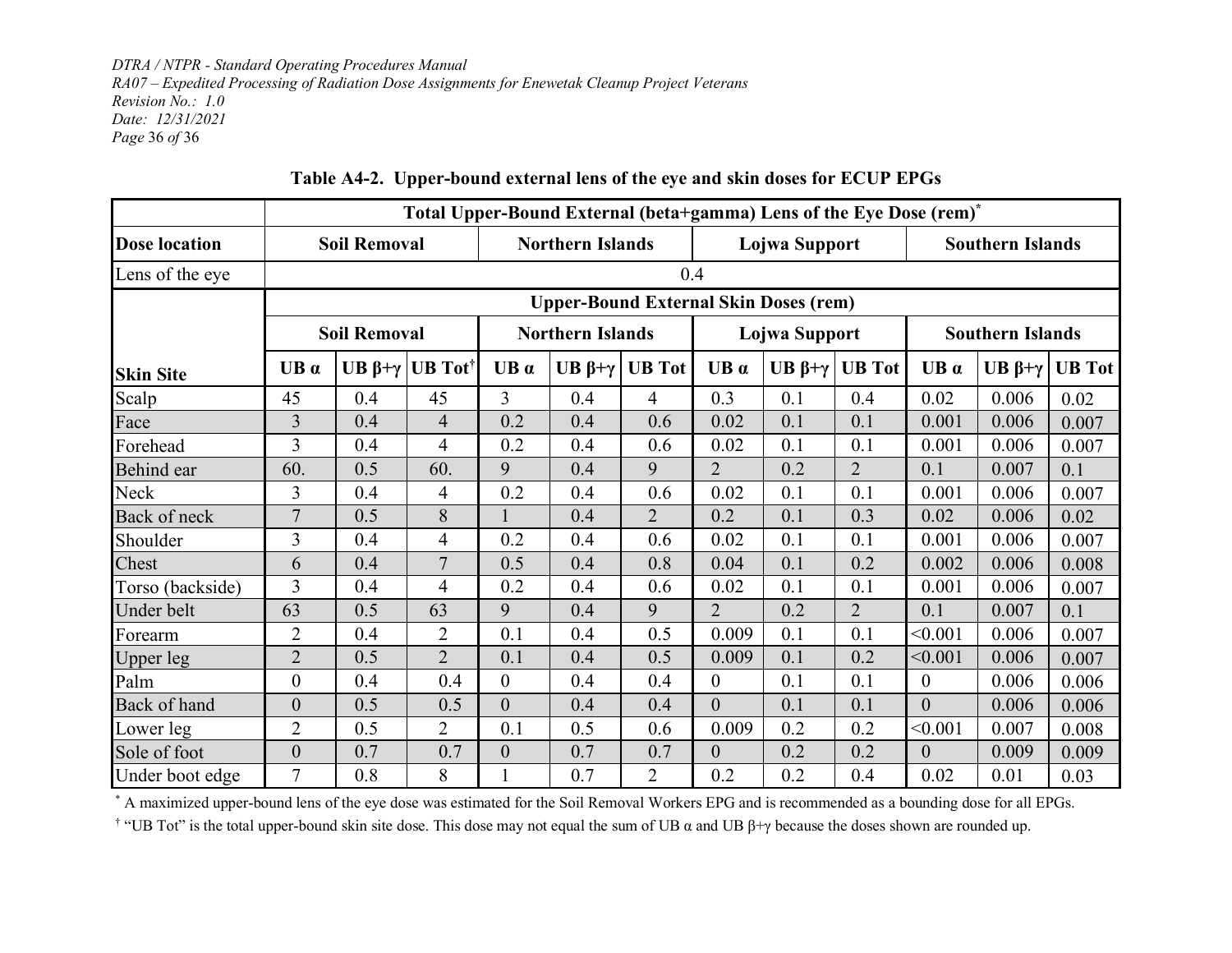**Table A4-2. Upper-bound external lens of the eye and skin doses for ECUP EPGs**

| | Total Upper-Bound External (beta+gamma) Lens of the Eye Dose (rem)* | | | | | | | | | | | |
|---|---|---|---|---|---|---|---|---|---|---|---|---|
| **Dose location** | **Soil Removal** | | | **Northern Islands** | | | **Lojwa Support** | | | **Southern Islands** | | |
| Lens of the eye | 0.4 | | | | | | | | | | | |
| | **Upper-Bound External Skin Doses (rem)** | | | | | | | | | | | |
| | **Soil Removal** | | | **Northern Islands** | | | **Lojwa Support** | | | **Southern Islands** | | |
| **Skin Site** | **UB α** | **UB β+γ** | **UB Tot**† | **UB α** | **UB β+γ** | **UB Tot** | **UB α** | **UB β+γ** | **UB Tot** | **UB α** | **UB β+γ** | **UB Tot** |
| Scalp | 45 | 0.4 | 45 | 3 | 0.4 | 4 | 0.3 | 0.1 | 0.4 | 0.02 | 0.006 | 0.02 |
| Face | 3 | 0.4 | 4 | 0.2 | 0.4 | 0.6 | 0.02 | 0.1 | 0.1 | 0.001 | 0.006 | 0.007 |
| Forehead | 3 | 0.4 | 4 | 0.2 | 0.4 | 0.6 | 0.02 | 0.1 | 0.1 | 0.001 | 0.006 | 0.007 |
| Behind ear | 60. | 0.5 | 60. | 9 | 0.4 | 9 | 2 | 0.2 | 2 | 0.1 | 0.007 | 0.1 |
| Neck | 3 | 0.4 | 4 | 0.2 | 0.4 | 0.6 | 0.02 | 0.1 | 0.1 | 0.001 | 0.006 | 0.007 |
| Back of neck | 7 | 0.5 | 8 | 1 | 0.4 | 2 | 0.2 | 0.1 | 0.3 | 0.02 | 0.006 | 0.02 |
| Shoulder | 3 | 0.4 | 4 | 0.2 | 0.4 | 0.6 | 0.02 | 0.1 | 0.1 | 0.001 | 0.006 | 0.007 |
| Chest | 6 | 0.4 | 7 | 0.5 | 0.4 | 0.8 | 0.04 | 0.1 | 0.2 | 0.002 | 0.006 | 0.008 |
| Torso (backside) | 3 | 0.4 | 4 | 0.2 | 0.4 | 0.6 | 0.02 | 0.1 | 0.1 | 0.001 | 0.006 | 0.007 |
| Under belt | 63 | 0.5 | 63 | 9 | 0.4 | 9 | 2 | 0.2 | 2 | 0.1 | 0.007 | 0.1 |
| Forearm | 2 | 0.4 | 2 | 0.1 | 0.4 | 0.5 | 0.009 | 0.1 | 0.1 | <0.001 | 0.006 | 0.007 |
| Upper leg | 2 | 0.5 | 2 | 0.1 | 0.4 | 0.5 | 0.009 | 0.1 | 0.2 | <0.001 | 0.006 | 0.007 |
| Palm | 0 | 0.4 | 0.4 | 0 | 0.4 | 0.4 | 0 | 0.1 | 0.1 | 0 | 0.006 | 0.006 |
| Back of hand | 0 | 0.5 | 0.5 | 0 | 0.4 | 0.4 | 0 | 0.1 | 0.1 | 0 | 0.006 | 0.006 |
| Lower leg | 2 | 0.5 | 2 | 0.1 | 0.5 | 0.6 | 0.009 | 0.2 | 0.2 | <0.001 | 0.007 | 0.008 |
| Sole of foot | 0 | 0.7 | 0.7 | 0 | 0.7 | 0.7 | 0 | 0.2 | 0.2 | 0 | 0.009 | 0.009 |
| Under boot edge | 7 | 0.8 | 8 | 1 | 0.7 | 2 | 0.2 | 0.2 | 0.4 | 0.02 | 0.01 | 0.03 |

\* A maximized upper-bound lens of the eye dose was estimated for the Soil Removal Workers EPG and is recommended as a bounding dose for all EPGs.

† "UB Tot" is the total upper-bound skin site dose. This dose may not equal the sum of UB α and UB β+γ because the doses shown are rounded up.